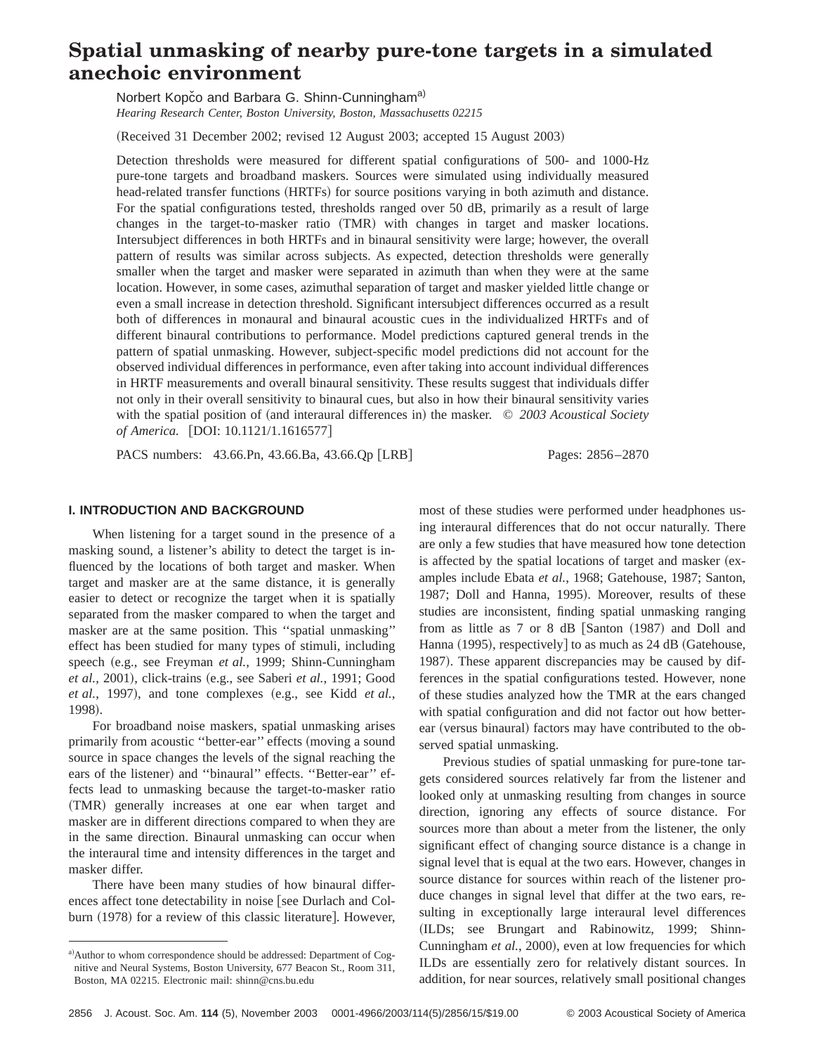# Spatial unmasking of nearby pure-tone targets in a simulated anechoic environment

Norbert Kopčo and Barbara G. Shinn-Cunningham[a]

*Hearing Research Center, Boston University, Boston, Massachusetts 02215*

(Received 31 December 2002; revised 12 August 2003; accepted 15 August 2003)

Detection thresholds were measured for different spatial configurations of 500- and 1000-Hz pure-tone targets and broadband maskers. Sources were simulated using individually measured head-related transfer functions (HRTFs) for source positions varying in both azimuth and distance. For the spatial configurations tested, thresholds ranged over 50 dB, primarily as a result of large changes in the target-to-masker ratio (TMR) with changes in target and masker locations. Intersubject differences in both HRTFs and in binaural sensitivity were large; however, the overall pattern of results was similar across subjects. As expected, detection thresholds were generally smaller when the target and masker were separated in azimuth than when they were at the same location. However, in some cases, azimuthal separation of target and masker yielded little change or even a small increase in detection threshold. Significant intersubject differences occurred as a result both of differences in monaural and binaural acoustic cues in the individualized HRTFs and of different binaural contributions to performance. Model predictions captured general trends in the pattern of spatial unmasking. However, subject-specific model predictions did not account for the observed individual differences in performance, even after taking into account individual differences in HRTF measurements and overall binaural sensitivity. These results suggest that individuals differ not only in their overall sensitivity to binaural cues, but also in how their binaural sensitivity varies with the spatial position of (and interaural differences in) the masker. © *2003 Acoustical Society of America.* [DOI: 10.1121/1.1616577]

PACS numbers: 43.66.Pn, 43.66.Ba, 43.66.Qp [LRB] Pages: 2856–2870

## I. INTRODUCTION AND BACKGROUND

When listening for a target sound in the presence of a masking sound, a listener's ability to detect the target is influenced by the locations of both target and masker. When target and masker are at the same distance, it is generally easier to detect or recognize the target when it is spatially separated from the masker compared to when the target and masker are at the same position. This "spatial unmasking" effect has been studied for many types of stimuli, including speech (e.g., see Freyman *et al.*, 1999; Shinn-Cunningham *et al.*, 2001), click-trains (e.g., see Saberi *et al.*, 1991; Good *et al.*, 1997), and tone complexes (e.g., see Kidd *et al.*, 1998).

For broadband noise maskers, spatial unmasking arises primarily from acoustic "better-ear" effects (moving a sound source in space changes the levels of the signal reaching the ears of the listener) and "binaural" effects. "Better-ear" effects lead to unmasking because the target-to-masker ratio (TMR) generally increases at one ear when target and masker are in different directions compared to when they are in the same direction. Binaural unmasking can occur when the interaural time and intensity differences in the target and masker differ.

There have been many studies of how binaural differences affect tone detectability in noise [see Durlach and Colburn (1978) for a review of this classic literature]. However, most of these studies were performed under headphones using interaural differences that do not occur naturally. There are only a few studies that have measured how tone detection is affected by the spatial locations of target and masker (examples include Ebata *et al.*, 1968; Gatehouse, 1987; Santon, 1987; Doll and Hanna, 1995). Moreover, results of these studies are inconsistent, finding spatial unmasking ranging from as little as 7 or 8 dB [Santon (1987) and Doll and Hanna (1995), respectively] to as much as 24 dB (Gatehouse, 1987). These apparent discrepancies may be caused by differences in the spatial configurations tested. However, none of these studies analyzed how the TMR at the ears changed with spatial configuration and did not factor out how better-ear (versus binaural) factors may have contributed to the observed spatial unmasking.

Previous studies of spatial unmasking for pure-tone targets considered sources relatively far from the listener and looked only at unmasking resulting from changes in source direction, ignoring any effects of source distance. For sources more than about a meter from the listener, the only significant effect of changing source distance is a change in signal level that is equal at the two ears. However, changes in source distance for sources within reach of the listener produce changes in signal level that differ at the two ears, resulting in exceptionally large interaural level differences (ILDs; see Brungart and Rabinowitz, 1999; Shinn-Cunningham *et al.*, 2000), even at low frequencies for which ILDs are essentially zero for relatively distant sources. In addition, for near sources, relatively small positional changes

---

[a] Author to whom correspondence should be addressed: Department of Cognitive and Neural Systems, Boston University, 677 Beacon St., Room 311, Boston, MA 02215. Electronic mail: shinn@cns.bu.edu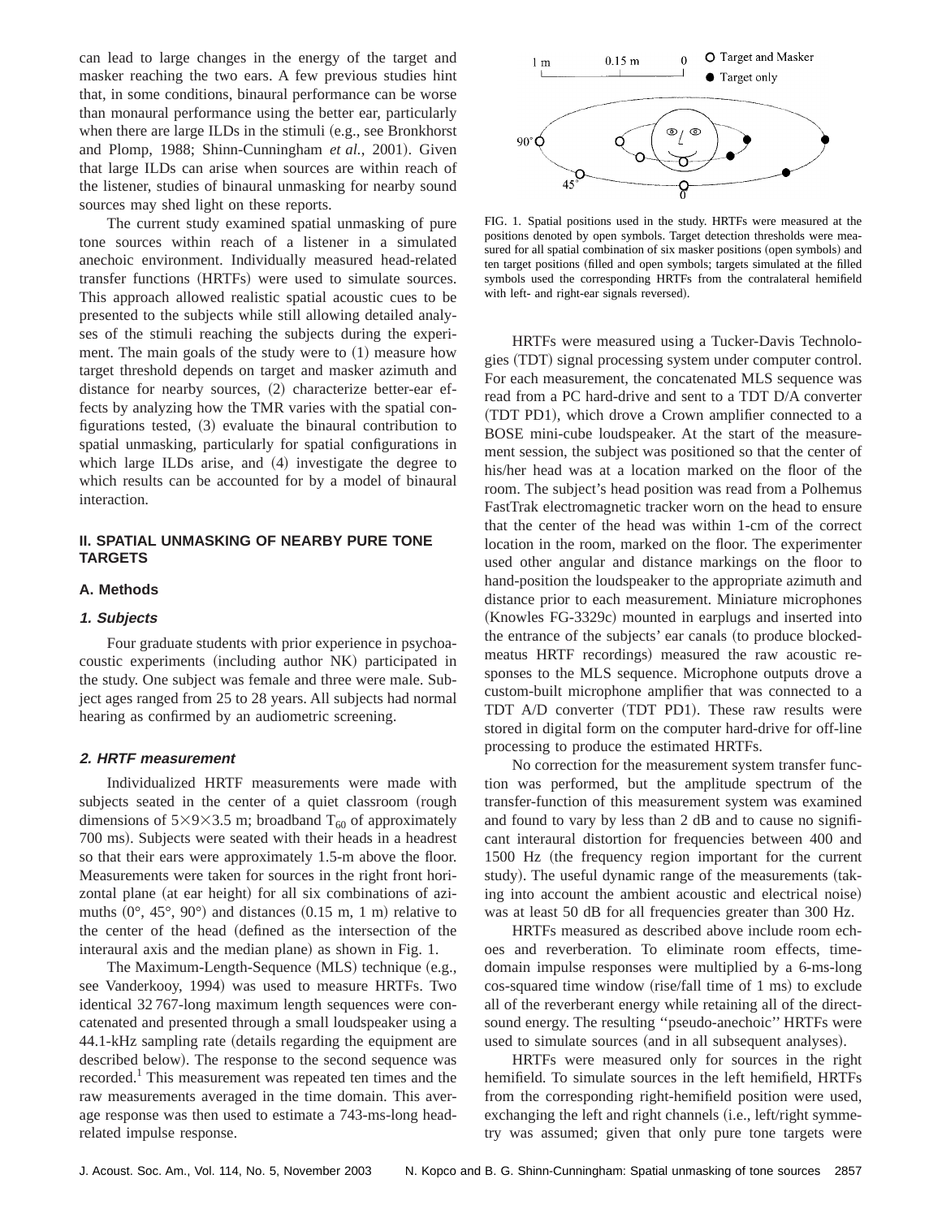can lead to large changes in the energy of the target and masker reaching the two ears. A few previous studies hint that, in some conditions, binaural performance can be worse than monaural performance using the better ear, particularly when there are large ILDs in the stimuli (e.g., see Bronkhorst and Plomp, 1988; Shinn-Cunningham *et al.*, 2001). Given that large ILDs can arise when sources are within reach of the listener, studies of binaural unmasking for nearby sound sources may shed light on these reports.

The current study examined spatial unmasking of pure tone sources within reach of a listener in a simulated anechoic environment. Individually measured head-related transfer functions (HRTFs) were used to simulate sources. This approach allowed realistic spatial acoustic cues to be presented to the subjects while still allowing detailed analyses of the stimuli reaching the subjects during the experiment. The main goals of the study were to (1) measure how target threshold depends on target and masker azimuth and distance for nearby sources, (2) characterize better-ear effects by analyzing how the TMR varies with the spatial configurations tested, (3) evaluate the binaural contribution to spatial unmasking, particularly for spatial configurations in which large ILDs arise, and (4) investigate the degree to which results can be accounted for by a model of binaural interaction.

## II. SPATIAL UNMASKING OF NEARBY PURE TONE TARGETS

### A. Methods

#### 1. Subjects

Four graduate students with prior experience in psychoacoustic experiments (including author NK) participated in the study. One subject was female and three were male. Subject ages ranged from 25 to 28 years. All subjects had normal hearing as confirmed by an audiometric screening.

#### 2. HRTF measurement

Individualized HRTF measurements were made with subjects seated in the center of a quiet classroom (rough dimensions of 5×9×3.5 m; broadband $T_{60}$ of approximately 700 ms). Subjects were seated with their heads in a headrest so that their ears were approximately 1.5-m above the floor. Measurements were taken for sources in the right front horizontal plane (at ear height) for all six combinations of azimuths (0°, 45°, 90°) and distances (0.15 m, 1 m) relative to the center of the head (defined as the intersection of the interaural axis and the median plane) as shown in Fig. 1.

The Maximum-Length-Sequence (MLS) technique (e.g., see Vanderkooy, 1994) was used to measure HRTFs. Two identical 32 767-long maximum length sequences were concatenated and presented through a small loudspeaker using a 44.1-kHz sampling rate (details regarding the equipment are described below). The response to the second sequence was recorded.[1] This measurement was repeated ten times and the raw measurements averaged in the time domain. This average response was then used to estimate a 743-ms-long head-related impulse response.

FIG. 1. Spatial positions used in the study. HRTFs were measured at the positions denoted by open symbols. Target detection thresholds were measured for all spatial combination of six masker positions (open symbols) and ten target positions (filled and open symbols; targets simulated at the filled symbols used the corresponding HRTFs from the contralateral hemifield with left- and right-ear signals reversed).

HRTFs were measured using a Tucker-Davis Technologies (TDT) signal processing system under computer control. For each measurement, the concatenated MLS sequence was read from a PC hard-drive and sent to a TDT D/A converter (TDT PD1), which drove a Crown amplifier connected to a BOSE mini-cube loudspeaker. At the start of the measurement session, the subject was positioned so that the center of his/her head was at a location marked on the floor of the room. The subject's head position was read from a Polhemus FastTrak electromagnetic tracker worn on the head to ensure that the center of the head was within 1-cm of the correct location in the room, marked on the floor. The experimenter used other angular and distance markings on the floor to hand-position the loudspeaker to the appropriate azimuth and distance prior to each measurement. Miniature microphones (Knowles FG-3329c) mounted in earplugs and inserted into the entrance of the subjects' ear canals (to produce blocked-meatus HRTF recordings) measured the raw acoustic responses to the MLS sequence. Microphone outputs drove a custom-built microphone amplifier that was connected to a TDT A/D converter (TDT PD1). These raw results were stored in digital form on the computer hard-drive for off-line processing to produce the estimated HRTFs.

No correction for the measurement system transfer function was performed, but the amplitude spectrum of the transfer-function of this measurement system was examined and found to vary by less than 2 dB and to cause no significant interaural distortion for frequencies between 400 and 1500 Hz (the frequency region important for the current study). The useful dynamic range of the measurements (taking into account the ambient acoustic and electrical noise) was at least 50 dB for all frequencies greater than 300 Hz.

HRTFs measured as described above include room echoes and reverberation. To eliminate room effects, time-domain impulse responses were multiplied by a 6-ms-long cos-squared time window (rise/fall time of 1 ms) to exclude all of the reverberant energy while retaining all of the direct-sound energy. The resulting "pseudo-anechoic" HRTFs were used to simulate sources (and in all subsequent analyses).

HRTFs were measured only for sources in the right hemifield. To simulate sources in the left hemifield, HRTFs from the corresponding right-hemifield position were used, exchanging the left and right channels (i.e., left/right symmetry was assumed; given that only pure tone targets were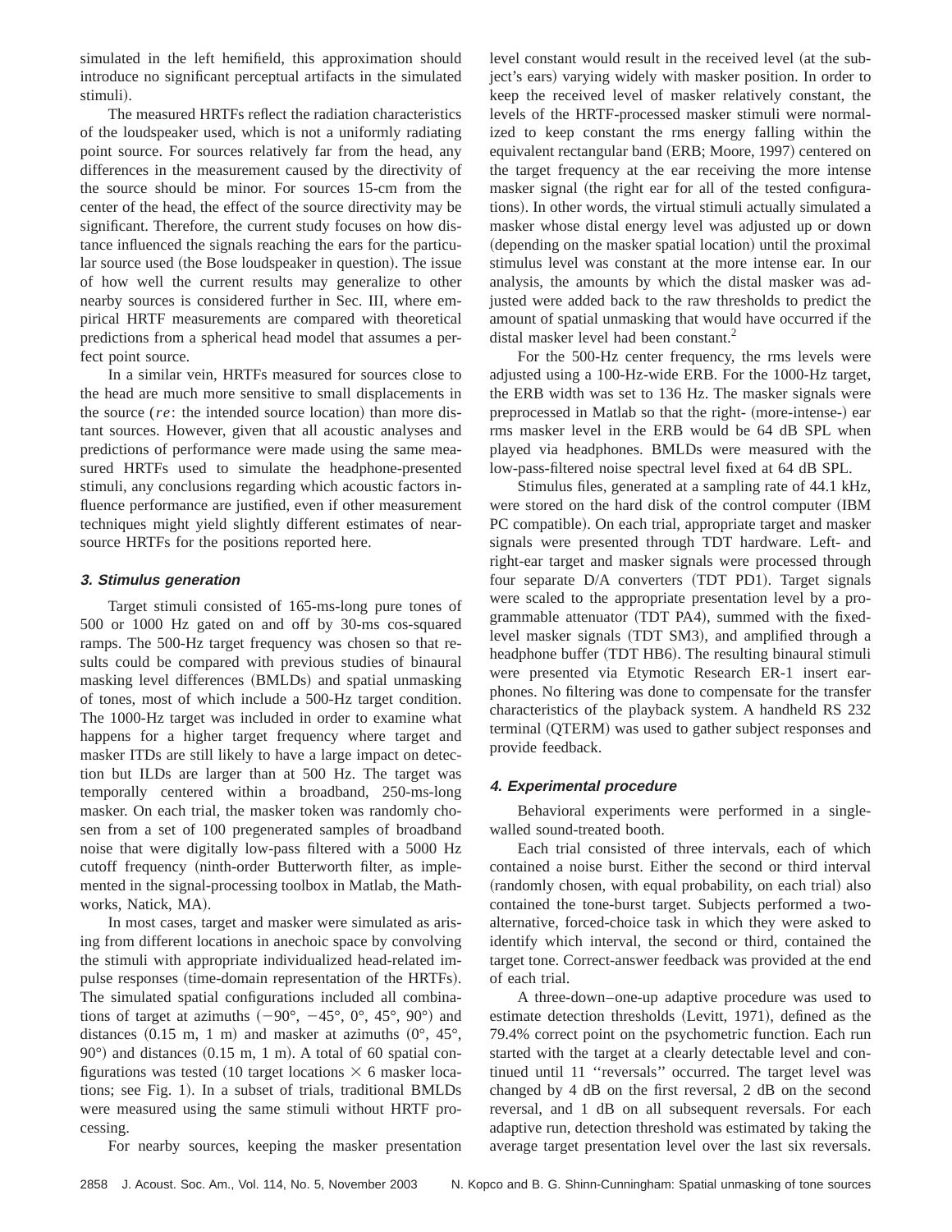simulated in the left hemifield, this approximation should introduce no significant perceptual artifacts in the simulated stimuli).

The measured HRTFs reflect the radiation characteristics of the loudspeaker used, which is not a uniformly radiating point source. For sources relatively far from the head, any differences in the measurement caused by the directivity of the source should be minor. For sources 15-cm from the center of the head, the effect of the source directivity may be significant. Therefore, the current study focuses on how distance influenced the signals reaching the ears for the particular source used (the Bose loudspeaker in question). The issue of how well the current results may generalize to other nearby sources is considered further in Sec. III, where empirical HRTF measurements are compared with theoretical predictions from a spherical head model that assumes a perfect point source.

In a similar vein, HRTFs measured for sources close to the head are much more sensitive to small displacements in the source (*re*: the intended source location) than more distant sources. However, given that all acoustic analyses and predictions of performance were made using the same measured HRTFs used to simulate the headphone-presented stimuli, any conclusions regarding which acoustic factors influence performance are justified, even if other measurement techniques might yield slightly different estimates of near-source HRTFs for the positions reported here.

### 3. Stimulus generation

Target stimuli consisted of 165-ms-long pure tones of 500 or 1000 Hz gated on and off by 30-ms cos-squared ramps. The 500-Hz target frequency was chosen so that results could be compared with previous studies of binaural masking level differences (BMLDs) and spatial unmasking of tones, most of which include a 500-Hz target condition. The 1000-Hz target was included in order to examine what happens for a higher target frequency where target and masker ITDs are still likely to have a large impact on detection but ILDs are larger than at 500 Hz. The target was temporally centered within a broadband, 250-ms-long masker. On each trial, the masker token was randomly chosen from a set of 100 pregenerated samples of broadband noise that were digitally low-pass filtered with a 5000 Hz cutoff frequency (ninth-order Butterworth filter, as implemented in the signal-processing toolbox in Matlab, the Mathworks, Natick, MA).

In most cases, target and masker were simulated as arising from different locations in anechoic space by convolving the stimuli with appropriate individualized head-related impulse responses (time-domain representation of the HRTFs). The simulated spatial configurations included all combinations of target at azimuths (−90°, −45°, 0°, 45°, 90°) and distances (0.15 m, 1 m) and masker at azimuths (0°, 45°, 90°) and distances (0.15 m, 1 m). A total of 60 spatial configurations was tested (10 target locations × 6 masker locations; see Fig. 1). In a subset of trials, traditional BMLDs were measured using the same stimuli without HRTF processing.

For nearby sources, keeping the masker presentation level constant would result in the received level (at the subject's ears) varying widely with masker position. In order to keep the received level of masker relatively constant, the levels of the HRTF-processed masker stimuli were normalized to keep constant the rms energy falling within the equivalent rectangular band (ERB; Moore, 1997) centered on the target frequency at the ear receiving the more intense masker signal (the right ear for all of the tested configurations). In other words, the virtual stimuli actually simulated a masker whose distal energy level was adjusted up or down (depending on the masker spatial location) until the proximal stimulus level was constant at the more intense ear. In our analysis, the amounts by which the distal masker was adjusted were added back to the raw thresholds to predict the amount of spatial unmasking that would have occurred if the distal masker level had been constant.[2]

For the 500-Hz center frequency, the rms levels were adjusted using a 100-Hz-wide ERB. For the 1000-Hz target, the ERB width was set to 136 Hz. The masker signals were preprocessed in Matlab so that the right- (more-intense-) ear rms masker level in the ERB would be 64 dB SPL when played via headphones. BMLDs were measured with the low-pass-filtered noise spectral level fixed at 64 dB SPL.

Stimulus files, generated at a sampling rate of 44.1 kHz, were stored on the hard disk of the control computer (IBM PC compatible). On each trial, appropriate target and masker signals were presented through TDT hardware. Left- and right-ear target and masker signals were processed through four separate D/A converters (TDT PD1). Target signals were scaled to the appropriate presentation level by a programmable attenuator (TDT PA4), summed with the fixed-level masker signals (TDT SM3), and amplified through a headphone buffer (TDT HB6). The resulting binaural stimuli were presented via Etymotic Research ER-1 insert earphones. No filtering was done to compensate for the transfer characteristics of the playback system. A handheld RS 232 terminal (QTERM) was used to gather subject responses and provide feedback.

### 4. Experimental procedure

Behavioral experiments were performed in a single-walled sound-treated booth.

Each trial consisted of three intervals, each of which contained a noise burst. Either the second or third interval (randomly chosen, with equal probability, on each trial) also contained the tone-burst target. Subjects performed a two-alternative, forced-choice task in which they were asked to identify which interval, the second or third, contained the target tone. Correct-answer feedback was provided at the end of each trial.

A three-down–one-up adaptive procedure was used to estimate detection thresholds (Levitt, 1971), defined as the 79.4% correct point on the psychometric function. Each run started with the target at a clearly detectable level and continued until 11 "reversals" occurred. The target level was changed by 4 dB on the first reversal, 2 dB on the second reversal, and 1 dB on all subsequent reversals. For each adaptive run, detection threshold was estimated by taking the average target presentation level over the last six reversals.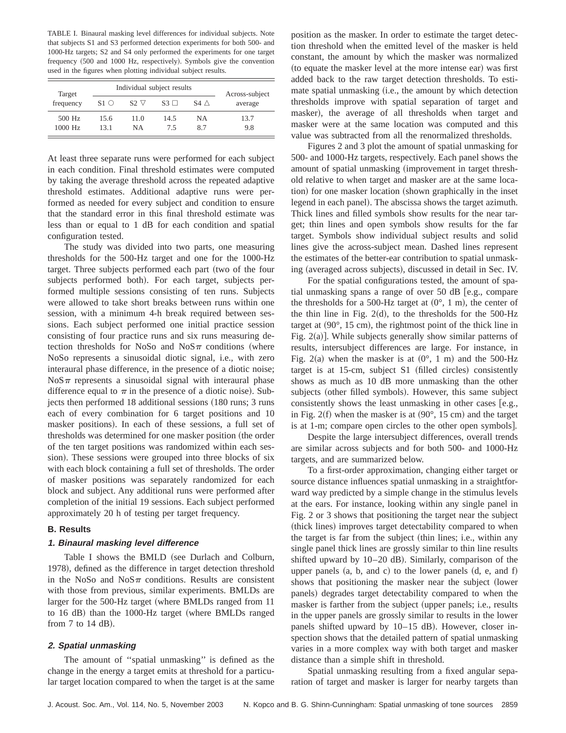TABLE I. Binaural masking level differences for individual subjects. Note that subjects S1 and S3 performed detection experiments for both 500- and 1000-Hz targets; S2 and S4 only performed the experiments for one target frequency (500 and 1000 Hz, respectively). Symbols give the convention used in the figures when plotting individual subject results.

| Target frequency | Individual subject results | | | | Across-subject average |
|---|---|---|---|---|---|
| | S1 ○ | S2 ▽ | S3 □ | S4 △ | |
| 500 Hz | 15.6 | 11.0 | 14.5 | NA | 13.7 |
| 1000 Hz | 13.1 | NA | 7.5 | 8.7 | 9.8 |

At least three separate runs were performed for each subject in each condition. Final threshold estimates were computed by taking the average threshold across the repeated adaptive threshold estimates. Additional adaptive runs were performed as needed for every subject and condition to ensure that the standard error in this final threshold estimate was less than or equal to 1 dB for each condition and spatial configuration tested.

The study was divided into two parts, one measuring thresholds for the 500-Hz target and one for the 1000-Hz target. Three subjects performed each part (two of the four subjects performed both). For each target, subjects performed multiple sessions consisting of ten runs. Subjects were allowed to take short breaks between runs within one session, with a minimum 4-h break required between sessions. Each subject performed one initial practice session consisting of four practice runs and six runs measuring detection thresholds for NoSo and NoS$\pi$ conditions (where NoSo represents a sinusoidal diotic signal, i.e., with zero interaural phase difference, in the presence of a diotic noise; NoS$\pi$ represents a sinusoidal signal with interaural phase difference equal to $\pi$ in the presence of a diotic noise). Subjects then performed 18 additional sessions (180 runs; 3 runs each of every combination for 6 target positions and 10 masker positions). In each of these sessions, a full set of thresholds was determined for one masker position (the order of the ten target positions was randomized within each session). These sessions were grouped into three blocks of six with each block containing a full set of thresholds. The order of masker positions was separately randomized for each block and subject. Any additional runs were performed after completion of the initial 19 sessions. Each subject performed approximately 20 h of testing per target frequency.

### B. Results

#### 1. Binaural masking level difference

Table I shows the BMLD (see Durlach and Colburn, 1978), defined as the difference in target detection threshold in the NoSo and NoS$\pi$ conditions. Results are consistent with those from previous, similar experiments. BMLDs are larger for the 500-Hz target (where BMLDs ranged from 11 to 16 dB) than the 1000-Hz target (where BMLDs ranged from 7 to 14 dB).

#### 2. Spatial unmasking

The amount of "spatial unmasking" is defined as the change in the energy a target emits at threshold for a particular target location compared to when the target is at the same position as the masker. In order to estimate the target detection threshold when the emitted level of the masker is held constant, the amount by which the masker was normalized (to equate the masker level at the more intense ear) was first added back to the raw target detection thresholds. To estimate spatial unmasking (i.e., the amount by which detection thresholds improve with spatial separation of target and masker), the average of all thresholds when target and masker were at the same location was computed and this value was subtracted from all the renormalized thresholds.

Figures 2 and 3 plot the amount of spatial unmasking for 500- and 1000-Hz targets, respectively. Each panel shows the amount of spatial unmasking (improvement in target threshold relative to when target and masker are at the same location) for one masker location (shown graphically in the inset legend in each panel). The abscissa shows the target azimuth. Thick lines and filled symbols show results for the near target; thin lines and open symbols show results for the far target. Symbols show individual subject results and solid lines give the across-subject mean. Dashed lines represent the estimates of the better-ear contribution to spatial unmasking (averaged across subjects), discussed in detail in Sec. IV.

For the spatial configurations tested, the amount of spatial unmasking spans a range of over 50 dB [e.g., compare the thresholds for a 500-Hz target at (0°, 1 m), the center of the thin line in Fig. 2(d), to the thresholds for the 500-Hz target at (90°, 15 cm), the rightmost point of the thick line in Fig. 2(a)]. While subjects generally show similar patterns of results, intersubject differences are large. For instance, in Fig. 2(a) when the masker is at (0°, 1 m) and the 500-Hz target is at 15-cm, subject S1 (filled circles) consistently shows as much as 10 dB more unmasking than the other subjects (other filled symbols). However, this same subject consistently shows the least unmasking in other cases [e.g., in Fig. 2(f) when the masker is at (90°, 15 cm) and the target is at 1-m; compare open circles to the other open symbols].

Despite the large intersubject differences, overall trends are similar across subjects and for both 500- and 1000-Hz targets, and are summarized below.

To a first-order approximation, changing either target or source distance influences spatial unmasking in a straightforward way predicted by a simple change in the stimulus levels at the ears. For instance, looking within any single panel in Fig. 2 or 3 shows that positioning the target near the subject (thick lines) improves target detectability compared to when the target is far from the subject (thin lines; i.e., within any single panel thick lines are grossly similar to thin line results shifted upward by 10–20 dB). Similarly, comparison of the upper panels (a, b, and c) to the lower panels (d, e, and f) shows that positioning the masker near the subject (lower panels) degrades target detectability compared to when the masker is farther from the subject (upper panels; i.e., results in the upper panels are grossly similar to results in the lower panels shifted upward by 10–15 dB). However, closer inspection shows that the detailed pattern of spatial unmasking varies in a more complex way with both target and masker distance than a simple shift in threshold.

Spatial unmasking resulting from a fixed angular separation of target and masker is larger for nearby targets than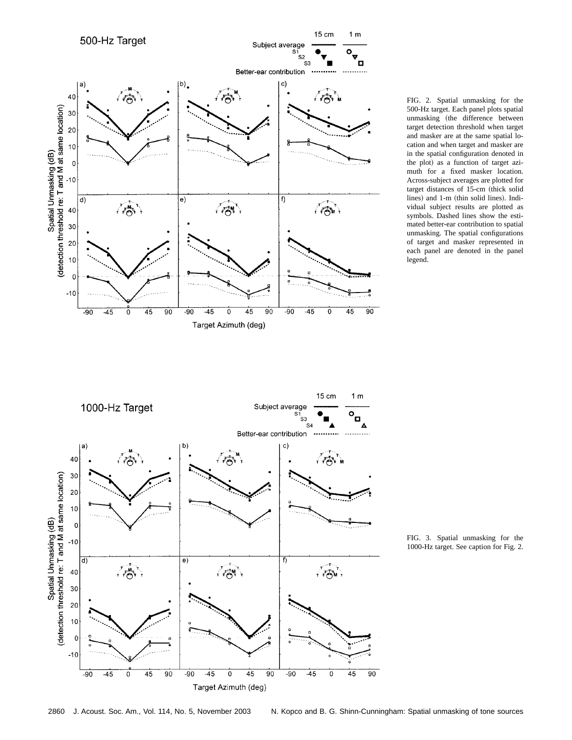FIG. 2. Spatial unmasking for the 500-Hz target. Each panel plots spatial unmasking (the difference between target detection threshold when target and masker are at the same spatial location and when target and masker are in the spatial configuration denoted in the plot) as a function of target azimuth for a fixed masker location. Across-subject averages are plotted for target distances of 15-cm (thick solid lines) and 1-m (thin solid lines). Individual subject results are plotted as symbols. Dashed lines show the estimated better-ear contribution to spatial unmasking. The spatial configurations of target and masker represented in each panel are denoted in the panel legend.

FIG. 3. Spatial unmasking for the 1000-Hz target. See caption for Fig. 2.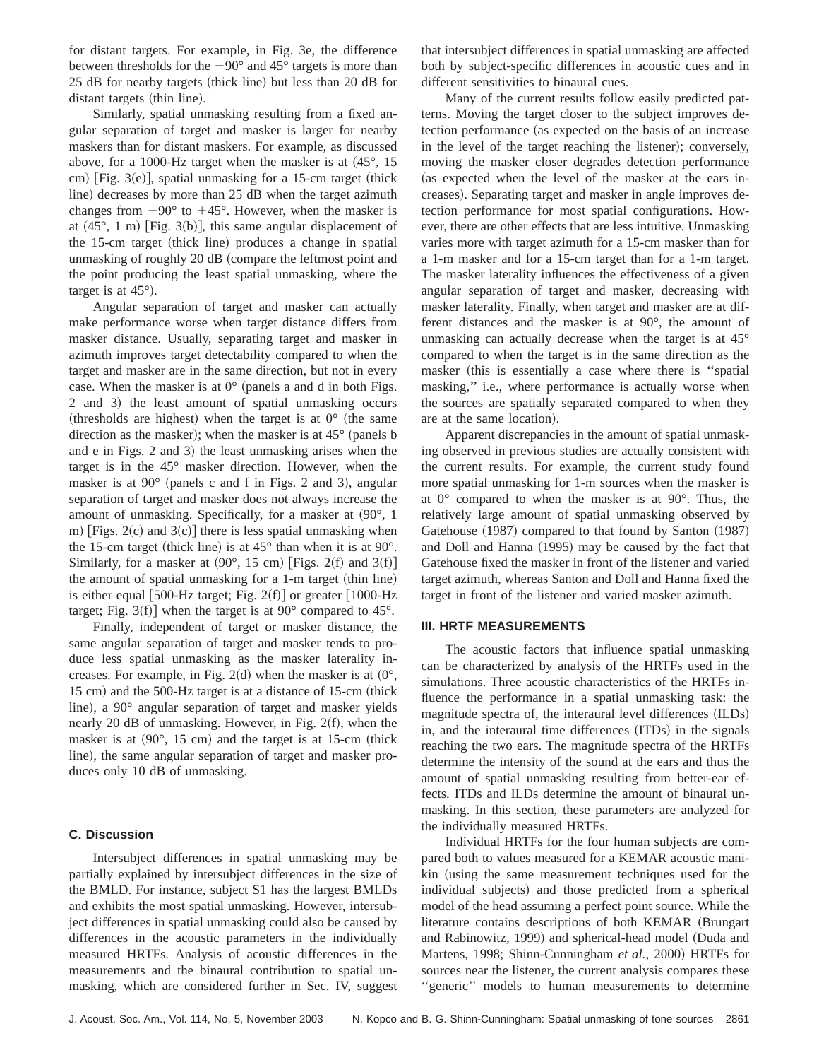for distant targets. For example, in Fig. 3e, the difference between thresholds for the −90° and 45° targets is more than 25 dB for nearby targets (thick line) but less than 20 dB for distant targets (thin line).

Similarly, spatial unmasking resulting from a fixed angular separation of target and masker is larger for nearby maskers than for distant maskers. For example, as discussed above, for a 1000-Hz target when the masker is at (45°, 15 cm) [Fig. 3(e)], spatial unmasking for a 15-cm target (thick line) decreases by more than 25 dB when the target azimuth changes from −90° to +45°. However, when the masker is at (45°, 1 m) [Fig. 3(b)], this same angular displacement of the 15-cm target (thick line) produces a change in spatial unmasking of roughly 20 dB (compare the leftmost point and the point producing the least spatial unmasking, where the target is at 45°).

Angular separation of target and masker can actually make performance worse when target distance differs from masker distance. Usually, separating target and masker in azimuth improves target detectability compared to when the target and masker are in the same direction, but not in every case. When the masker is at 0° (panels a and d in both Figs. 2 and 3) the least amount of spatial unmasking occurs (thresholds are highest) when the target is at 0° (the same direction as the masker); when the masker is at 45° (panels b and e in Figs. 2 and 3) the least unmasking arises when the target is in the 45° masker direction. However, when the masker is at 90° (panels c and f in Figs. 2 and 3), angular separation of target and masker does not always increase the amount of unmasking. Specifically, for a masker at (90°, 1 m) [Figs. 2(c) and 3(c)] there is less spatial unmasking when the 15-cm target (thick line) is at 45° than when it is at 90°. Similarly, for a masker at (90°, 15 cm) [Figs. 2(f) and 3(f)] the amount of spatial unmasking for a 1-m target (thin line) is either equal [500-Hz target; Fig. 2(f)] or greater [1000-Hz target; Fig. 3(f)] when the target is at 90° compared to 45°.

Finally, independent of target or masker distance, the same angular separation of target and masker tends to produce less spatial unmasking as the masker laterality increases. For example, in Fig. 2(d) when the masker is at (0°, 15 cm) and the 500-Hz target is at a distance of 15-cm (thick line), a 90° angular separation of target and masker yields nearly 20 dB of unmasking. However, in Fig. 2(f), when the masker is at (90°, 15 cm) and the target is at 15-cm (thick line), the same angular separation of target and masker produces only 10 dB of unmasking.

### C. Discussion

Intersubject differences in spatial unmasking may be partially explained by intersubject differences in the size of the BMLD. For instance, subject S1 has the largest BMLDs and exhibits the most spatial unmasking. However, intersubject differences in spatial unmasking could also be caused by differences in the acoustic parameters in the individually measured HRTFs. Analysis of acoustic differences in the measurements and the binaural contribution to spatial unmasking, which are considered further in Sec. IV, suggest that intersubject differences in spatial unmasking are affected both by subject-specific differences in acoustic cues and in different sensitivities to binaural cues.

Many of the current results follow easily predicted patterns. Moving the target closer to the subject improves detection performance (as expected on the basis of an increase in the level of the target reaching the listener); conversely, moving the masker closer degrades detection performance (as expected when the level of the masker at the ears increases). Separating target and masker in angle improves detection performance for most spatial configurations. However, there are other effects that are less intuitive. Unmasking varies more with target azimuth for a 15-cm masker than for a 1-m masker and for a 15-cm target than for a 1-m target. The masker laterality influences the effectiveness of a given angular separation of target and masker, decreasing with masker laterality. Finally, when target and masker are at different distances and the masker is at 90°, the amount of unmasking can actually decrease when the target is at 45° compared to when the target is in the same direction as the masker (this is essentially a case where there is "spatial masking," i.e., where performance is actually worse when the sources are spatially separated compared to when they are at the same location).

Apparent discrepancies in the amount of spatial unmasking observed in previous studies are actually consistent with the current results. For example, the current study found more spatial unmasking for 1-m sources when the masker is at 0° compared to when the masker is at 90°. Thus, the relatively large amount of spatial unmasking observed by Gatehouse (1987) compared to that found by Santon (1987) and Doll and Hanna (1995) may be caused by the fact that Gatehouse fixed the masker in front of the listener and varied target azimuth, whereas Santon and Doll and Hanna fixed the target in front of the listener and varied masker azimuth.

## III. HRTF MEASUREMENTS

The acoustic factors that influence spatial unmasking can be characterized by analysis of the HRTFs used in the simulations. Three acoustic characteristics of the HRTFs influence the performance in a spatial unmasking task: the magnitude spectra of, the interaural level differences (ILDs) in, and the interaural time differences (ITDs) in the signals reaching the two ears. The magnitude spectra of the HRTFs determine the intensity of the sound at the ears and thus the amount of spatial unmasking resulting from better-ear effects. ITDs and ILDs determine the amount of binaural unmasking. In this section, these parameters are analyzed for the individually measured HRTFs.

Individual HRTFs for the four human subjects are compared both to values measured for a KEMAR acoustic manikin (using the same measurement techniques used for the individual subjects) and those predicted from a spherical model of the head assuming a perfect point source. While the literature contains descriptions of both KEMAR (Brungart and Rabinowitz, 1999) and spherical-head model (Duda and Martens, 1998; Shinn-Cunningham *et al.*, 2000) HRTFs for sources near the listener, the current analysis compares these "generic" models to human measurements to determine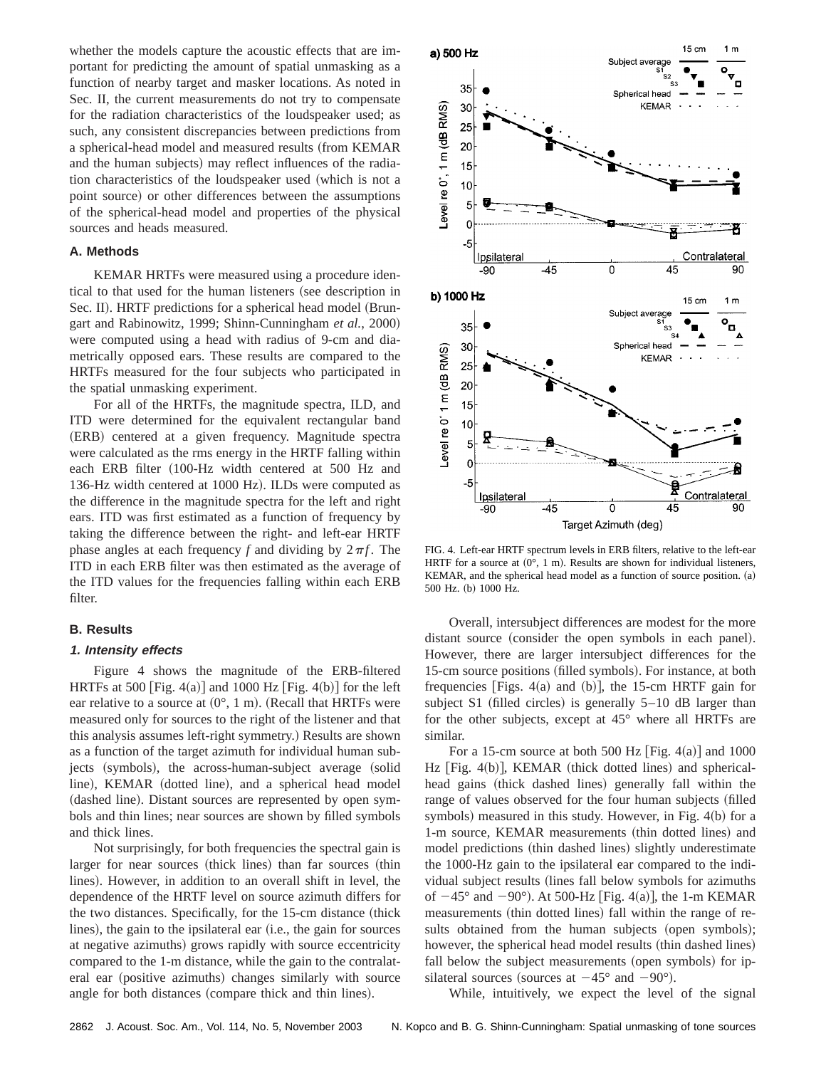whether the models capture the acoustic effects that are important for predicting the amount of spatial unmasking as a function of nearby target and masker locations. As noted in Sec. II, the current measurements do not try to compensate for the radiation characteristics of the loudspeaker used; as such, any consistent discrepancies between predictions from a spherical-head model and measured results (from KEMAR and the human subjects) may reflect influences of the radiation characteristics of the loudspeaker used (which is not a point source) or other differences between the assumptions of the spherical-head model and properties of the physical sources and heads measured.

### A. Methods

KEMAR HRTFs were measured using a procedure identical to that used for the human listeners (see description in Sec. II). HRTF predictions for a spherical head model (Brungart and Rabinowitz, 1999; Shinn-Cunningham *et al.*, 2000) were computed using a head with radius of 9-cm and diametrically opposed ears. These results are compared to the HRTFs measured for the four subjects who participated in the spatial unmasking experiment.

For all of the HRTFs, the magnitude spectra, ILD, and ITD were determined for the equivalent rectangular band (ERB) centered at a given frequency. Magnitude spectra were calculated as the rms energy in the HRTF falling within each ERB filter (100-Hz width centered at 500 Hz and 136-Hz width centered at 1000 Hz). ILDs were computed as the difference in the magnitude spectra for the left and right ears. ITD was first estimated as a function of frequency by taking the difference between the right- and left-ear HRTF phase angles at each frequency $f$ and dividing by $2\pi f$. The ITD in each ERB filter was then estimated as the average of the ITD values for the frequencies falling within each ERB filter.

### B. Results

#### 1. Intensity effects

Figure 4 shows the magnitude of the ERB-filtered HRTFs at 500 [Fig. 4(a)] and 1000 Hz [Fig. 4(b)] for the left ear relative to a source at (0°, 1 m). (Recall that HRTFs were measured only for sources to the right of the listener and that this analysis assumes left-right symmetry.) Results are shown as a function of the target azimuth for individual human subjects (symbols), the across-human-subject average (solid line), KEMAR (dotted line), and a spherical head model (dashed line). Distant sources are represented by open symbols and thin lines; near sources are shown by filled symbols and thick lines.

Not surprisingly, for both frequencies the spectral gain is larger for near sources (thick lines) than far sources (thin lines). However, in addition to an overall shift in level, the dependence of the HRTF level on source azimuth differs for the two distances. Specifically, for the 15-cm distance (thick lines), the gain to the ipsilateral ear (i.e., the gain for sources at negative azimuths) grows rapidly with source eccentricity compared to the 1-m distance, while the gain to the contralateral ear (positive azimuths) changes similarly with source angle for both distances (compare thick and thin lines).

FIG. 4. Left-ear HRTF spectrum levels in ERB filters, relative to the left-ear HRTF for a source at (0°, 1 m). Results are shown for individual listeners, KEMAR, and the spherical head model as a function of source position. (a) 500 Hz. (b) 1000 Hz.

Overall, intersubject differences are modest for the more distant source (consider the open symbols in each panel). However, there are larger intersubject differences for the 15-cm source positions (filled symbols). For instance, at both frequencies [Figs. 4(a) and (b)], the 15-cm HRTF gain for subject S1 (filled circles) is generally 5–10 dB larger than for the other subjects, except at 45° where all HRTFs are similar.

For a 15-cm source at both 500 Hz [Fig. 4(a)] and 1000 Hz [Fig. 4(b)], KEMAR (thick dotted lines) and spherical-head gains (thick dashed lines) generally fall within the range of values observed for the four human subjects (filled symbols) measured in this study. However, in Fig. 4(b) for a 1-m source, KEMAR measurements (thin dotted lines) and model predictions (thin dashed lines) slightly underestimate the 1000-Hz gain to the ipsilateral ear compared to the individual subject results (lines fall below symbols for azimuths of −45° and −90°). At 500-Hz [Fig. 4(a)], the 1-m KEMAR measurements (thin dotted lines) fall within the range of results obtained from the human subjects (open symbols); however, the spherical head model results (thin dashed lines) fall below the subject measurements (open symbols) for ipsilateral sources (sources at −45° and −90°).

While, intuitively, we expect the level of the signal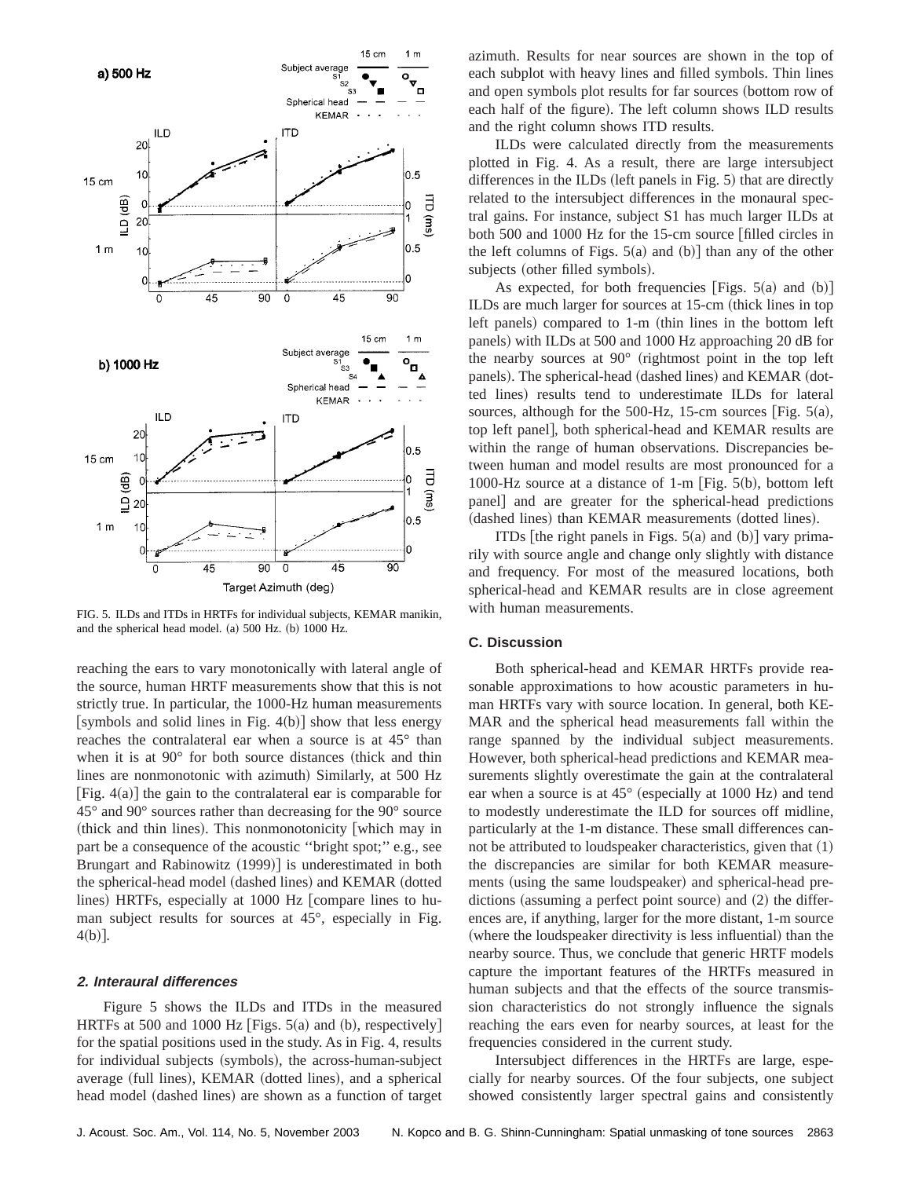FIG. 5. ILDs and ITDs in HRTFs for individual subjects, KEMAR manikin, and the spherical head model. (a) 500 Hz. (b) 1000 Hz.

reaching the ears to vary monotonically with lateral angle of the source, human HRTF measurements show that this is not strictly true. In particular, the 1000-Hz human measurements [symbols and solid lines in Fig. 4(b)] show that less energy reaches the contralateral ear when a source is at 45° than when it is at 90° for both source distances (thick and thin lines are nonmonotonic with azimuth) Similarly, at 500 Hz [Fig. 4(a)] the gain to the contralateral ear is comparable for 45° and 90° sources rather than decreasing for the 90° source (thick and thin lines). This nonmonotonicity [which may in part be a consequence of the acoustic ''bright spot;'' e.g., see Brungart and Rabinowitz (1999)] is underestimated in both the spherical-head model (dashed lines) and KEMAR (dotted lines) HRTFs, especially at 1000 Hz [compare lines to human subject results for sources at 45°, especially in Fig. 4(b)].

#### *2. Interaural differences*

Figure 5 shows the ILDs and ITDs in the measured HRTFs at 500 and 1000 Hz [Figs. 5(a) and (b), respectively] for the spatial positions used in the study. As in Fig. 4, results for individual subjects (symbols), the across-human-subject average (full lines), KEMAR (dotted lines), and a spherical head model (dashed lines) are shown as a function of target azimuth. Results for near sources are shown in the top of each subplot with heavy lines and filled symbols. Thin lines and open symbols plot results for far sources (bottom row of each half of the figure). The left column shows ILD results and the right column shows ITD results.

ILDs were calculated directly from the measurements plotted in Fig. 4. As a result, there are large intersubject differences in the ILDs (left panels in Fig. 5) that are directly related to the intersubject differences in the monaural spectral gains. For instance, subject S1 has much larger ILDs at both 500 and 1000 Hz for the 15-cm source [filled circles in the left columns of Figs. 5(a) and (b)] than any of the other subjects (other filled symbols).

As expected, for both frequencies [Figs. 5(a) and (b)] ILDs are much larger for sources at 15-cm (thick lines in top left panels) compared to 1-m (thin lines in the bottom left panels) with ILDs at 500 and 1000 Hz approaching 20 dB for the nearby sources at 90° (rightmost point in the top left panels). The spherical-head (dashed lines) and KEMAR (dotted lines) results tend to underestimate ILDs for lateral sources, although for the 500-Hz, 15-cm sources [Fig. 5(a), top left panel], both spherical-head and KEMAR results are within the range of human observations. Discrepancies between human and model results are most pronounced for a 1000-Hz source at a distance of 1-m [Fig. 5(b), bottom left panel] and are greater for the spherical-head predictions (dashed lines) than KEMAR measurements (dotted lines).

ITDs [the right panels in Figs. 5(a) and (b)] vary primarily with source angle and change only slightly with distance and frequency. For most of the measured locations, both spherical-head and KEMAR results are in close agreement with human measurements.

### C. Discussion

Both spherical-head and KEMAR HRTFs provide reasonable approximations to how acoustic parameters in human HRTFs vary with source location. In general, both KEMAR and the spherical head measurements fall within the range spanned by the individual subject measurements. However, both spherical-head predictions and KEMAR measurements slightly overestimate the gain at the contralateral ear when a source is at 45° (especially at 1000 Hz) and tend to modestly underestimate the ILD for sources off midline, particularly at the 1-m distance. These small differences cannot be attributed to loudspeaker characteristics, given that (1) the discrepancies are similar for both KEMAR measurements (using the same loudspeaker) and spherical-head predictions (assuming a perfect point source) and (2) the differences are, if anything, larger for the more distant, 1-m source (where the loudspeaker directivity is less influential) than the nearby source. Thus, we conclude that generic HRTF models capture the important features of the HRTFs measured in human subjects and that the effects of the source transmission characteristics do not strongly influence the signals reaching the ears even for nearby sources, at least for the frequencies considered in the current study.

Intersubject differences in the HRTFs are large, especially for nearby sources. Of the four subjects, one subject showed consistently larger spectral gains and consistently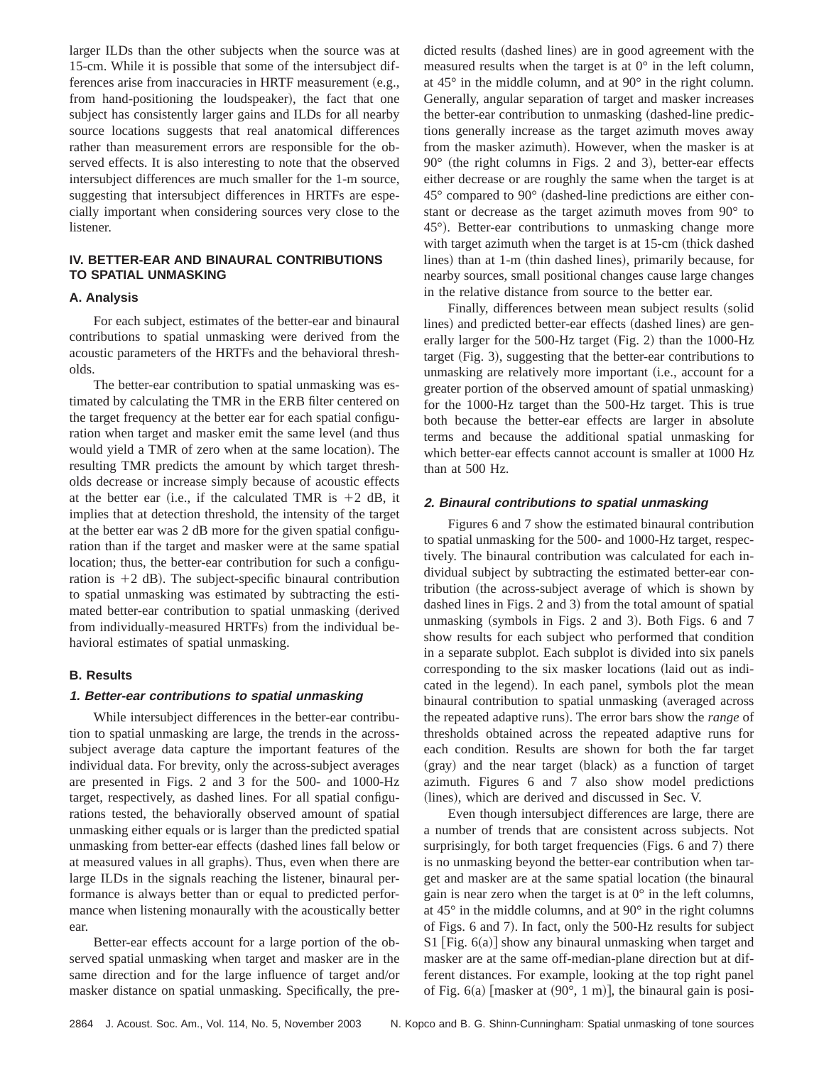larger ILDs than the other subjects when the source was at 15-cm. While it is possible that some of the intersubject differences arise from inaccuracies in HRTF measurement (e.g., from hand-positioning the loudspeaker), the fact that one subject has consistently larger gains and ILDs for all nearby source locations suggests that real anatomical differences rather than measurement errors are responsible for the observed effects. It is also interesting to note that the observed intersubject differences are much smaller for the 1-m source, suggesting that intersubject differences in HRTFs are especially important when considering sources very close to the listener.

## IV. BETTER-EAR AND BINAURAL CONTRIBUTIONS TO SPATIAL UNMASKING

### A. Analysis

For each subject, estimates of the better-ear and binaural contributions to spatial unmasking were derived from the acoustic parameters of the HRTFs and the behavioral thresholds.

The better-ear contribution to spatial unmasking was estimated by calculating the TMR in the ERB filter centered on the target frequency at the better ear for each spatial configuration when target and masker emit the same level (and thus would yield a TMR of zero when at the same location). The resulting TMR predicts the amount by which target thresholds decrease or increase simply because of acoustic effects at the better ear (i.e., if the calculated TMR is +2 dB, it implies that at detection threshold, the intensity of the target at the better ear was 2 dB more for the given spatial configuration than if the target and masker were at the same spatial location; thus, the better-ear contribution for such a configuration is +2 dB). The subject-specific binaural contribution to spatial unmasking was estimated by subtracting the estimated better-ear contribution to spatial unmasking (derived from individually-measured HRTFs) from the individual behavioral estimates of spatial unmasking.

### B. Results

#### *1. Better-ear contributions to spatial unmasking*

While intersubject differences in the better-ear contribution to spatial unmasking are large, the trends in the across-subject average data capture the important features of the individual data. For brevity, only the across-subject averages are presented in Figs. 2 and 3 for the 500- and 1000-Hz target, respectively, as dashed lines. For all spatial configurations tested, the behaviorally observed amount of spatial unmasking either equals or is larger than the predicted spatial unmasking from better-ear effects (dashed lines fall below or at measured values in all graphs). Thus, even when there are large ILDs in the signals reaching the listener, binaural performance is always better than or equal to predicted performance when listening monaurally with the acoustically better ear.

Better-ear effects account for a large portion of the observed spatial unmasking when target and masker are in the same direction and for the large influence of target and/or masker distance on spatial unmasking. Specifically, the predicted results (dashed lines) are in good agreement with the measured results when the target is at 0° in the left column, at 45° in the middle column, and at 90° in the right column. Generally, angular separation of target and masker increases the better-ear contribution to unmasking (dashed-line predictions generally increase as the target azimuth moves away from the masker azimuth). However, when the masker is at 90° (the right columns in Figs. 2 and 3), better-ear effects either decrease or are roughly the same when the target is at 45° compared to 90° (dashed-line predictions are either constant or decrease as the target azimuth moves from 90° to 45°). Better-ear contributions to unmasking change more with target azimuth when the target is at 15-cm (thick dashed lines) than at 1-m (thin dashed lines), primarily because, for nearby sources, small positional changes cause large changes in the relative distance from source to the better ear.

Finally, differences between mean subject results (solid lines) and predicted better-ear effects (dashed lines) are generally larger for the 500-Hz target (Fig. 2) than the 1000-Hz target (Fig. 3), suggesting that the better-ear contributions to unmasking are relatively more important (i.e., account for a greater portion of the observed amount of spatial unmasking) for the 1000-Hz target than the 500-Hz target. This is true both because the better-ear effects are larger in absolute terms and because the additional spatial unmasking for which better-ear effects cannot account is smaller at 1000 Hz than at 500 Hz.

#### *2. Binaural contributions to spatial unmasking*

Figures 6 and 7 show the estimated binaural contribution to spatial unmasking for the 500- and 1000-Hz target, respectively. The binaural contribution was calculated for each individual subject by subtracting the estimated better-ear contribution (the across-subject average of which is shown by dashed lines in Figs. 2 and 3) from the total amount of spatial unmasking (symbols in Figs. 2 and 3). Both Figs. 6 and 7 show results for each subject who performed that condition in a separate subplot. Each subplot is divided into six panels corresponding to the six masker locations (laid out as indicated in the legend). In each panel, symbols plot the mean binaural contribution to spatial unmasking (averaged across the repeated adaptive runs). The error bars show the *range* of thresholds obtained across the repeated adaptive runs for each condition. Results are shown for both the far target (gray) and the near target (black) as a function of target azimuth. Figures 6 and 7 also show model predictions (lines), which are derived and discussed in Sec. V.

Even though intersubject differences are large, there are a number of trends that are consistent across subjects. Not surprisingly, for both target frequencies (Figs. 6 and 7) there is no unmasking beyond the better-ear contribution when target and masker are at the same spatial location (the binaural gain is near zero when the target is at 0° in the left columns, at 45° in the middle columns, and at 90° in the right columns of Figs. 6 and 7). In fact, only the 500-Hz results for subject S1 [Fig. 6(a)] show any binaural unmasking when target and masker are at the same off-median-plane direction but at different distances. For example, looking at the top right panel of Fig. 6(a) [masker at (90°, 1 m)], the binaural gain is posi-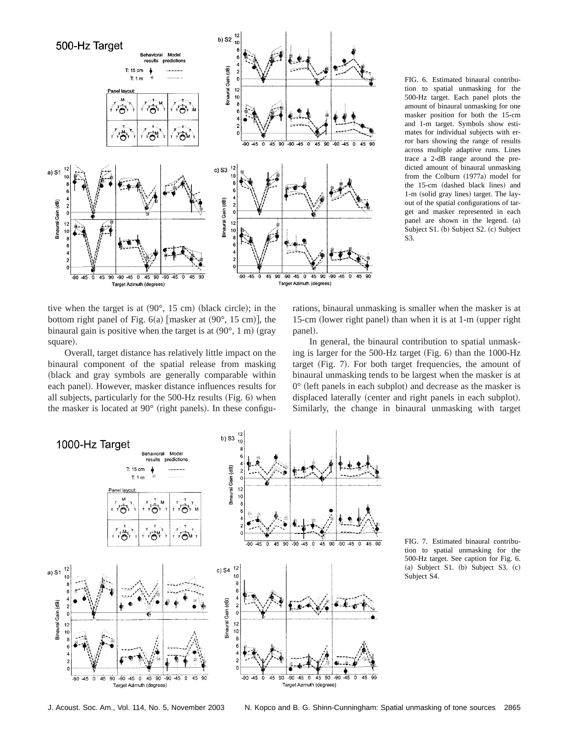FIG. 6. Estimated binaural contribution to spatial unmasking for the 500-Hz target. Each panel plots the amount of binaural unmasking for one masker position for both the 15-cm and 1-m target. Symbols show estimates for individual subjects with error bars showing the range of results across multiple adaptive runs. Lines trace a 2-dB range around the predicted amount of binaural unmasking from the Colburn (1977a) model for the 15-cm (dashed black lines) and 1-m (solid gray lines) target. The layout of the spatial configurations of target and masker represented in each panel are shown in the legend. (a) Subject S1. (b) Subject S2. (c) Subject S3.

tive when the target is at (90°, 15 cm) (black circle); in the bottom right panel of Fig. 6(a) [masker at (90°, 15 cm)], the binaural gain is positive when the target is at (90°, 1 m) (gray square).

Overall, target distance has relatively little impact on the binaural component of the spatial release from masking (black and gray symbols are generally comparable within each panel). However, masker distance influences results for all subjects, particularly for the 500-Hz results (Fig. 6) when the masker is located at 90° (right panels). In these configurations, binaural unmasking is smaller when the masker is at 15-cm (lower right panel) than when it is at 1-m (upper right panel).

In general, the binaural contribution to spatial unmasking is larger for the 500-Hz target (Fig. 6) than the 1000-Hz target (Fig. 7). For both target frequencies, the amount of binaural unmasking tends to be largest when the masker is at 0° (left panels in each subplot) and decrease as the masker is displaced laterally (center and right panels in each subplot). Similarly, the change in binaural unmasking with target

FIG. 7. Estimated binaural contribution to spatial unmasking for the 500-Hz target. See caption for Fig. 6. (a) Subject S1. (b) Subject S3. (c) Subject S4.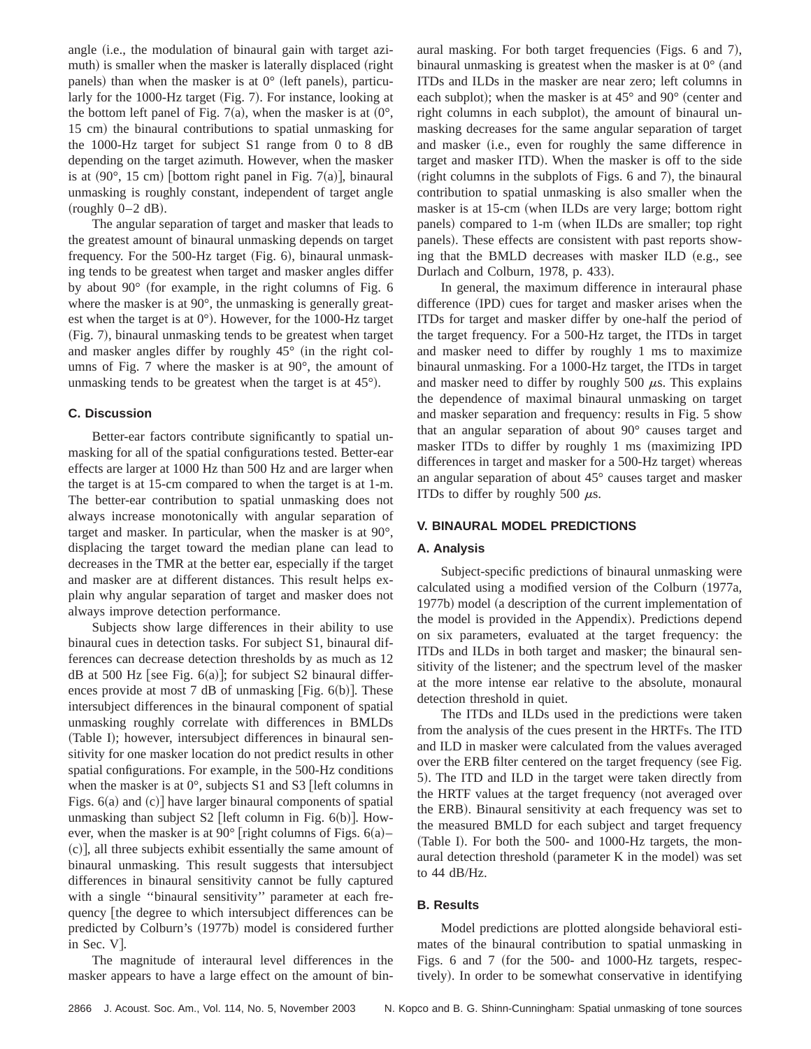angle (i.e., the modulation of binaural gain with target azimuth) is smaller when the masker is laterally displaced (right panels) than when the masker is at 0° (left panels), particularly for the 1000-Hz target (Fig. 7). For instance, looking at the bottom left panel of Fig. 7(a), when the masker is at (0°, 15 cm) the binaural contributions to spatial unmasking for the 1000-Hz target for subject S1 range from 0 to 8 dB depending on the target azimuth. However, when the masker is at (90°, 15 cm) [bottom right panel in Fig. 7(a)], binaural unmasking is roughly constant, independent of target angle (roughly 0–2 dB).

The angular separation of target and masker that leads to the greatest amount of binaural unmasking depends on target frequency. For the 500-Hz target (Fig. 6), binaural unmasking tends to be greatest when target and masker angles differ by about 90° (for example, in the right columns of Fig. 6 where the masker is at 90°, the unmasking is generally greatest when the target is at 0°). However, for the 1000-Hz target (Fig. 7), binaural unmasking tends to be greatest when target and masker angles differ by roughly 45° (in the right columns of Fig. 7 where the masker is at 90°, the amount of unmasking tends to be greatest when the target is at 45°).

### C. Discussion

Better-ear factors contribute significantly to spatial unmasking for all of the spatial configurations tested. Better-ear effects are larger at 1000 Hz than 500 Hz and are larger when the target is at 15-cm compared to when the target is at 1-m. The better-ear contribution to spatial unmasking does not always increase monotonically with angular separation of target and masker. In particular, when the masker is at 90°, displacing the target toward the median plane can lead to decreases in the TMR at the better ear, especially if the target and masker are at different distances. This result helps explain why angular separation of target and masker does not always improve detection performance.

Subjects show large differences in their ability to use binaural cues in detection tasks. For subject S1, binaural differences can decrease detection thresholds by as much as 12 dB at 500 Hz [see Fig. 6(a)]; for subject S2 binaural differences provide at most 7 dB of unmasking [Fig. 6(b)]. These intersubject differences in the binaural component of spatial unmasking roughly correlate with differences in BMLDs (Table I); however, intersubject differences in binaural sensitivity for one masker location do not predict results in other spatial configurations. For example, in the 500-Hz conditions when the masker is at 0°, subjects S1 and S3 [left columns in Figs. 6(a) and (c)] have larger binaural components of spatial unmasking than subject S2 [left column in Fig. 6(b)]. However, when the masker is at 90° [right columns of Figs. 6(a)–(c)], all three subjects exhibit essentially the same amount of binaural unmasking. This result suggests that intersubject differences in binaural sensitivity cannot be fully captured with a single "binaural sensitivity" parameter at each frequency [the degree to which intersubject differences can be predicted by Colburn's (1977b) model is considered further in Sec. V].

The magnitude of interaural level differences in the masker appears to have a large effect on the amount of binaural masking. For both target frequencies (Figs. 6 and 7), binaural unmasking is greatest when the masker is at 0° (and ITDs and ILDs in the masker are near zero; left columns in each subplot); when the masker is at 45° and 90° (center and right columns in each subplot), the amount of binaural unmasking decreases for the same angular separation of target and masker (i.e., even for roughly the same difference in target and masker ITD). When the masker is off to the side (right columns in the subplots of Figs. 6 and 7), the binaural contribution to spatial unmasking is also smaller when the masker is at 15-cm (when ILDs are very large; bottom right panels) compared to 1-m (when ILDs are smaller; top right panels). These effects are consistent with past reports showing that the BMLD decreases with masker ILD (e.g., see Durlach and Colburn, 1978, p. 433).

In general, the maximum difference in interaural phase difference (IPD) cues for target and masker arises when the ITDs for target and masker differ by one-half the period of the target frequency. For a 500-Hz target, the ITDs in target and masker need to differ by roughly 1 ms to maximize binaural unmasking. For a 1000-Hz target, the ITDs in target and masker need to differ by roughly 500 $\mu$s. This explains the dependence of maximal binaural unmasking on target and masker separation and frequency: results in Fig. 5 show that an angular separation of about 90° causes target and masker ITDs to differ by roughly 1 ms (maximizing IPD differences in target and masker for a 500-Hz target) whereas an angular separation of about 45° causes target and masker ITDs to differ by roughly 500 $\mu$s.

## V. BINAURAL MODEL PREDICTIONS

### A. Analysis

Subject-specific predictions of binaural unmasking were calculated using a modified version of the Colburn (1977a, 1977b) model (a description of the current implementation of the model is provided in the Appendix). Predictions depend on six parameters, evaluated at the target frequency: the ITDs and ILDs in both target and masker; the binaural sensitivity of the listener; and the spectrum level of the masker at the more intense ear relative to the absolute, monaural detection threshold in quiet.

The ITDs and ILDs used in the predictions were taken from the analysis of the cues present in the HRTFs. The ITD and ILD in masker were calculated from the values averaged over the ERB filter centered on the target frequency (see Fig. 5). The ITD and ILD in the target were taken directly from the HRTF values at the target frequency (not averaged over the ERB). Binaural sensitivity at each frequency was set to the measured BMLD for each subject and target frequency (Table I). For both the 500- and 1000-Hz targets, the monaural detection threshold (parameter K in the model) was set to 44 dB/Hz.

### B. Results

Model predictions are plotted alongside behavioral estimates of the binaural contribution to spatial unmasking in Figs. 6 and 7 (for the 500- and 1000-Hz targets, respectively). In order to be somewhat conservative in identifying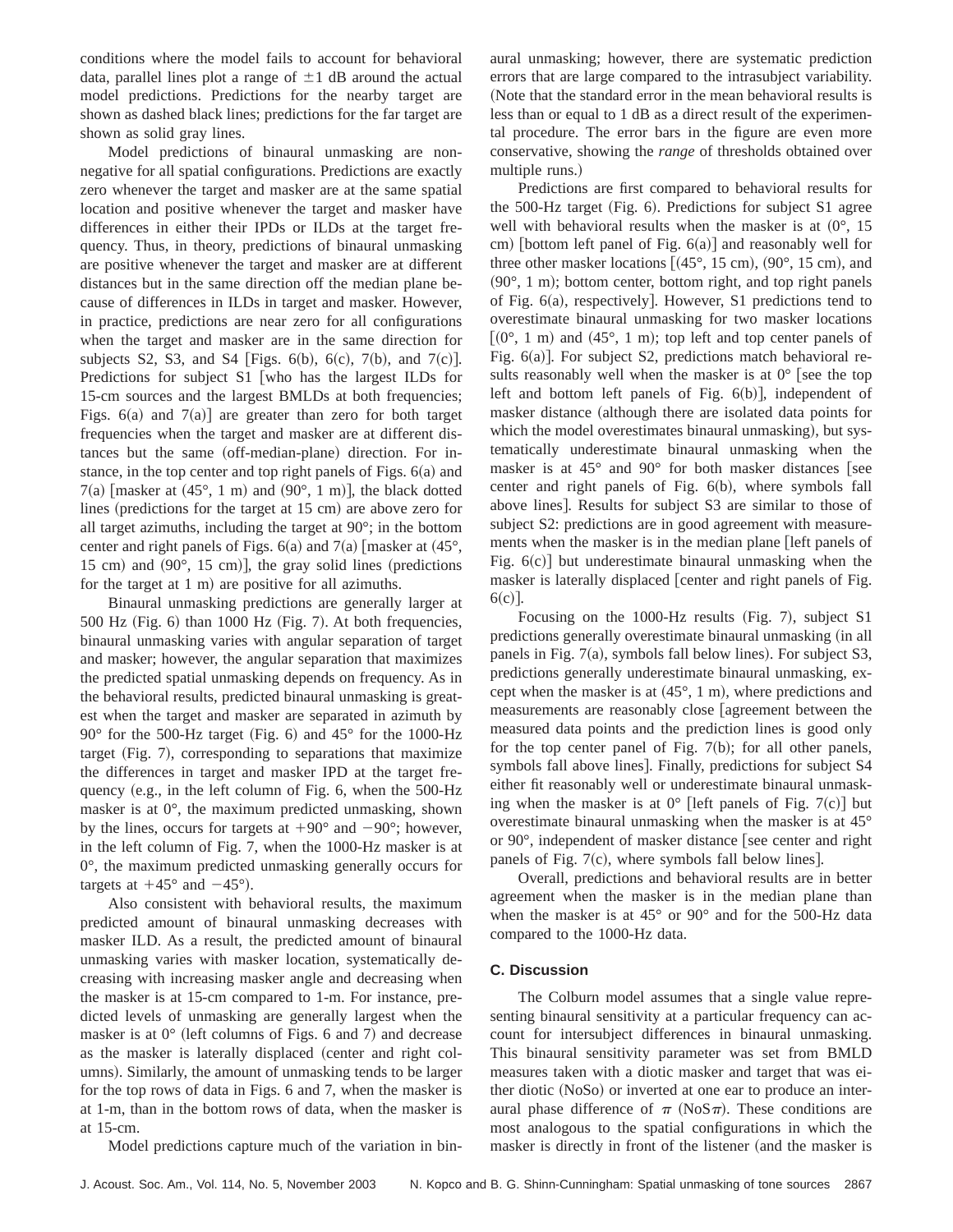conditions where the model fails to account for behavioral data, parallel lines plot a range of $\pm 1$ dB around the actual model predictions. Predictions for the nearby target are shown as dashed black lines; predictions for the far target are shown as solid gray lines.

Model predictions of binaural unmasking are non-negative for all spatial configurations. Predictions are exactly zero whenever the target and masker are at the same spatial location and positive whenever the target and masker have differences in either their IPDs or ILDs at the target frequency. Thus, in theory, predictions of binaural unmasking are positive whenever the target and masker are at different distances but in the same direction off the median plane because of differences in ILDs in target and masker. However, in practice, predictions are near zero for all configurations when the target and masker are in the same direction for subjects S2, S3, and S4 [Figs. 6(b), 6(c), 7(b), and 7(c)]. Predictions for subject S1 [who has the largest ILDs for 15-cm sources and the largest BMLDs at both frequencies; Figs. 6(a) and 7(a)] are greater than zero for both target frequencies when the target and masker are at different distances but the same (off-median-plane) direction. For instance, in the top center and top right panels of Figs. 6(a) and 7(a) [masker at (45°, 1 m) and (90°, 1 m)], the black dotted lines (predictions for the target at 15 cm) are above zero for all target azimuths, including the target at 90°; in the bottom center and right panels of Figs. 6(a) and 7(a) [masker at (45°, 15 cm) and (90°, 15 cm)], the gray solid lines (predictions for the target at 1 m) are positive for all azimuths.

Binaural unmasking predictions are generally larger at 500 Hz (Fig. 6) than 1000 Hz (Fig. 7). At both frequencies, binaural unmasking varies with angular separation of target and masker; however, the angular separation that maximizes the predicted spatial unmasking depends on frequency. As in the behavioral results, predicted binaural unmasking is greatest when the target and masker are separated in azimuth by 90° for the 500-Hz target (Fig. 6) and 45° for the 1000-Hz target (Fig. 7), corresponding to separations that maximize the differences in target and masker IPD at the target frequency (e.g., in the left column of Fig. 6, when the 500-Hz masker is at 0°, the maximum predicted unmasking, shown by the lines, occurs for targets at +90° and −90°; however, in the left column of Fig. 7, when the 1000-Hz masker is at 0°, the maximum predicted unmasking generally occurs for targets at +45° and −45°).

Also consistent with behavioral results, the maximum predicted amount of binaural unmasking decreases with masker ILD. As a result, the predicted amount of binaural unmasking varies with masker location, systematically decreasing with increasing masker angle and decreasing when the masker is at 15-cm compared to 1-m. For instance, predicted levels of unmasking are generally largest when the masker is at 0° (left columns of Figs. 6 and 7) and decrease as the masker is laterally displaced (center and right columns). Similarly, the amount of unmasking tends to be larger for the top rows of data in Figs. 6 and 7, when the masker is at 1-m, than in the bottom rows of data, when the masker is at 15-cm.

Model predictions capture much of the variation in binaural unmasking; however, there are systematic prediction errors that are large compared to the intrasubject variability. (Note that the standard error in the mean behavioral results is less than or equal to 1 dB as a direct result of the experimental procedure. The error bars in the figure are even more conservative, showing the *range* of thresholds obtained over multiple runs.)

Predictions are first compared to behavioral results for the 500-Hz target (Fig. 6). Predictions for subject S1 agree well with behavioral results when the masker is at (0°, 15 cm) [bottom left panel of Fig. 6(a)] and reasonably well for three other masker locations [(45°, 15 cm), (90°, 15 cm), and (90°, 1 m); bottom center, bottom right, and top right panels of Fig. 6(a), respectively]. However, S1 predictions tend to overestimate binaural unmasking for two masker locations [(0°, 1 m) and (45°, 1 m); top left and top center panels of Fig. 6(a)]. For subject S2, predictions match behavioral results reasonably well when the masker is at 0° [see the top left and bottom left panels of Fig. 6(b)], independent of masker distance (although there are isolated data points for which the model overestimates binaural unmasking), but systematically underestimate binaural unmasking when the masker is at 45° and 90° for both masker distances [see center and right panels of Fig. 6(b), where symbols fall above lines]. Results for subject S3 are similar to those of subject S2: predictions are in good agreement with measurements when the masker is in the median plane [left panels of Fig. 6(c)] but underestimate binaural unmasking when the masker is laterally displaced [center and right panels of Fig. 6(c)].

Focusing on the 1000-Hz results (Fig. 7), subject S1 predictions generally overestimate binaural unmasking (in all panels in Fig. 7(a), symbols fall below lines). For subject S3, predictions generally underestimate binaural unmasking, except when the masker is at (45°, 1 m), where predictions and measurements are reasonably close [agreement between the measured data points and the prediction lines is good only for the top center panel of Fig. 7(b); for all other panels, symbols fall above lines]. Finally, predictions for subject S4 either fit reasonably well or underestimate binaural unmasking when the masker is at 0° [left panels of Fig. 7(c)] but overestimate binaural unmasking when the masker is at 45° or 90°, independent of masker distance [see center and right panels of Fig. 7(c), where symbols fall below lines].

Overall, predictions and behavioral results are in better agreement when the masker is in the median plane than when the masker is at 45° or 90° and for the 500-Hz data compared to the 1000-Hz data.

### C. Discussion

The Colburn model assumes that a single value representing binaural sensitivity at a particular frequency can account for intersubject differences in binaural unmasking. This binaural sensitivity parameter was set from BMLD measures taken with a diotic masker and target that was either diotic (NoSo) or inverted at one ear to produce an interaural phase difference of $\pi$ (NoS$\pi$). These conditions are most analogous to the spatial configurations in which the masker is directly in front of the listener (and the masker is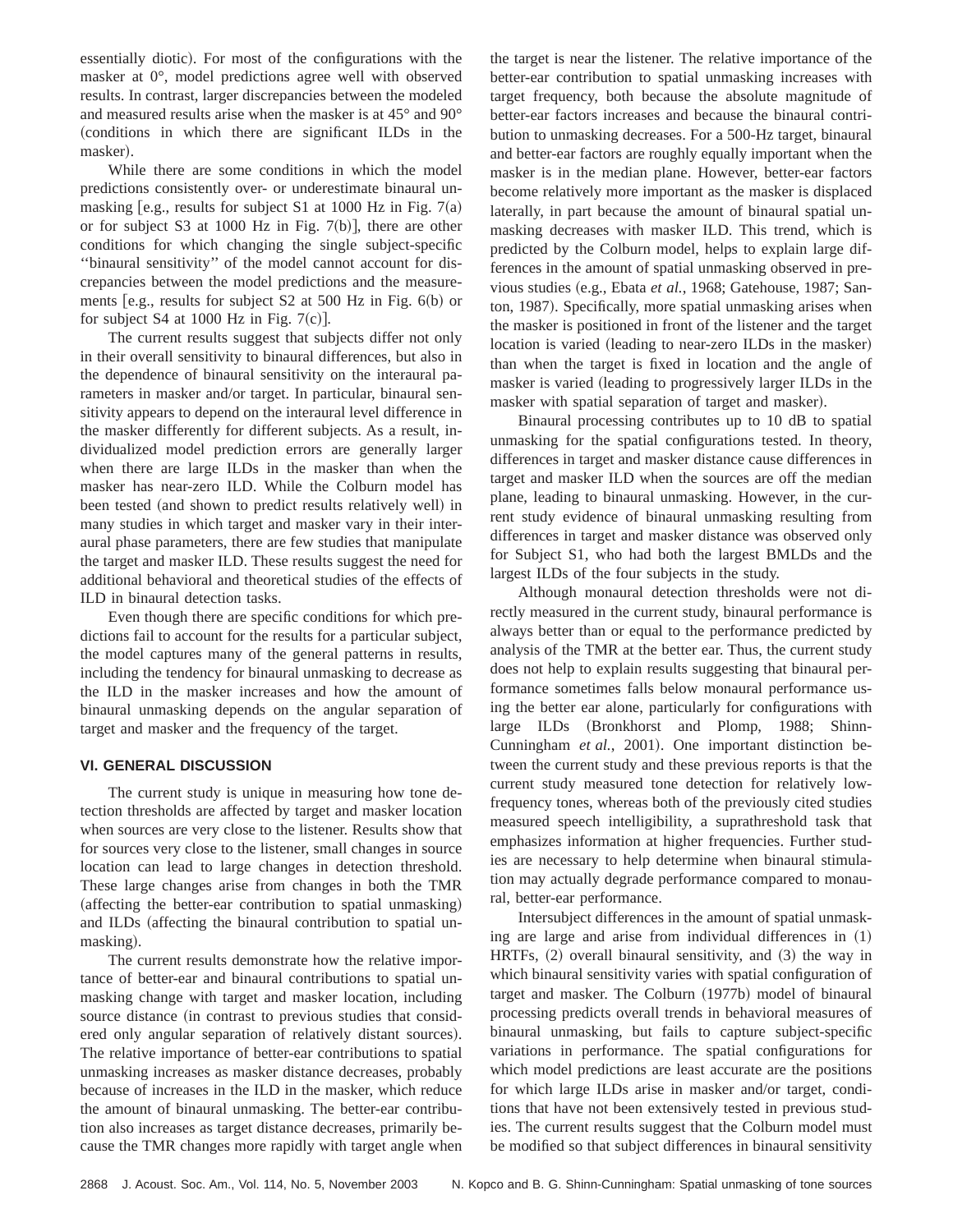essentially diotic). For most of the configurations with the masker at 0°, model predictions agree well with observed results. In contrast, larger discrepancies between the modeled and measured results arise when the masker is at 45° and 90° (conditions in which there are significant ILDs in the masker).

While there are some conditions in which the model predictions consistently over- or underestimate binaural unmasking [e.g., results for subject S1 at 1000 Hz in Fig. 7(a) or for subject S3 at 1000 Hz in Fig. 7(b)], there are other conditions for which changing the single subject-specific "binaural sensitivity" of the model cannot account for discrepancies between the model predictions and the measurements [e.g., results for subject S2 at 500 Hz in Fig. 6(b) or for subject S4 at 1000 Hz in Fig. 7(c)].

The current results suggest that subjects differ not only in their overall sensitivity to binaural differences, but also in the dependence of binaural sensitivity on the interaural parameters in masker and/or target. In particular, binaural sensitivity appears to depend on the interaural level difference in the masker differently for different subjects. As a result, individualized model prediction errors are generally larger when there are large ILDs in the masker than when the masker has near-zero ILD. While the Colburn model has been tested (and shown to predict results relatively well) in many studies in which target and masker vary in their interaural phase parameters, there are few studies that manipulate the target and masker ILD. These results suggest the need for additional behavioral and theoretical studies of the effects of ILD in binaural detection tasks.

Even though there are specific conditions for which predictions fail to account for the results for a particular subject, the model captures many of the general patterns in results, including the tendency for binaural unmasking to decrease as the ILD in the masker increases and how the amount of binaural unmasking depends on the angular separation of target and masker and the frequency of the target.

## VI. GENERAL DISCUSSION

The current study is unique in measuring how tone detection thresholds are affected by target and masker location when sources are very close to the listener. Results show that for sources very close to the listener, small changes in source location can lead to large changes in detection threshold. These large changes arise from changes in both the TMR (affecting the better-ear contribution to spatial unmasking) and ILDs (affecting the binaural contribution to spatial unmasking).

The current results demonstrate how the relative importance of better-ear and binaural contributions to spatial unmasking change with target and masker location, including source distance (in contrast to previous studies that considered only angular separation of relatively distant sources). The relative importance of better-ear contributions to spatial unmasking increases as masker distance decreases, probably because of increases in the ILD in the masker, which reduce the amount of binaural unmasking. The better-ear contribution also increases as target distance decreases, primarily because the TMR changes more rapidly with target angle when the target is near the listener. The relative importance of the better-ear contribution to spatial unmasking increases with target frequency, both because the absolute magnitude of better-ear factors increases and because the binaural contribution to unmasking decreases. For a 500-Hz target, binaural and better-ear factors are roughly equally important when the masker is in the median plane. However, better-ear factors become relatively more important as the masker is displaced laterally, in part because the amount of binaural spatial unmasking decreases with masker ILD. This trend, which is predicted by the Colburn model, helps to explain large differences in the amount of spatial unmasking observed in previous studies (e.g., Ebata *et al.*, 1968; Gatehouse, 1987; Santon, 1987). Specifically, more spatial unmasking arises when the masker is positioned in front of the listener and the target location is varied (leading to near-zero ILDs in the masker) than when the target is fixed in location and the angle of masker is varied (leading to progressively larger ILDs in the masker with spatial separation of target and masker).

Binaural processing contributes up to 10 dB to spatial unmasking for the spatial configurations tested. In theory, differences in target and masker distance cause differences in target and masker ILD when the sources are off the median plane, leading to binaural unmasking. However, in the current study evidence of binaural unmasking resulting from differences in target and masker distance was observed only for Subject S1, who had both the largest BMLDs and the largest ILDs of the four subjects in the study.

Although monaural detection thresholds were not directly measured in the current study, binaural performance is always better than or equal to the performance predicted by analysis of the TMR at the better ear. Thus, the current study does not help to explain results suggesting that binaural performance sometimes falls below monaural performance using the better ear alone, particularly for configurations with large ILDs (Bronkhorst and Plomp, 1988; Shinn-Cunningham *et al.*, 2001). One important distinction between the current study and these previous reports is that the current study measured tone detection for relatively low-frequency tones, whereas both of the previously cited studies measured speech intelligibility, a suprathreshold task that emphasizes information at higher frequencies. Further studies are necessary to help determine when binaural stimulation may actually degrade performance compared to monaural, better-ear performance.

Intersubject differences in the amount of spatial unmasking are large and arise from individual differences in (1) HRTFs, (2) overall binaural sensitivity, and (3) the way in which binaural sensitivity varies with spatial configuration of target and masker. The Colburn (1977b) model of binaural processing predicts overall trends in behavioral measures of binaural unmasking, but fails to capture subject-specific variations in performance. The spatial configurations for which model predictions are least accurate are the positions for which large ILDs arise in masker and/or target, conditions that have not been extensively tested in previous studies. The current results suggest that the Colburn model must be modified so that subject differences in binaural sensitivity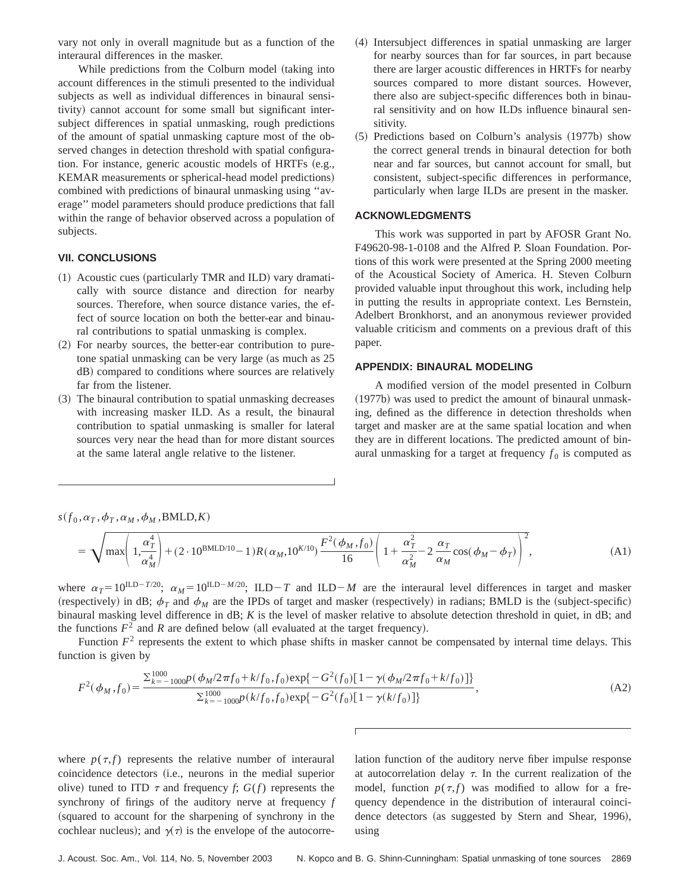vary not only in overall magnitude but as a function of the interaural differences in the masker.

While predictions from the Colburn model (taking into account differences in the stimuli presented to the individual subjects as well as individual differences in binaural sensitivity) cannot account for some small but significant intersubject differences in spatial unmasking, rough predictions of the amount of spatial unmasking capture most of the observed changes in detection threshold with spatial configuration. For instance, generic acoustic models of HRTFs (e.g., KEMAR measurements or spherical-head model predictions) combined with predictions of binaural unmasking using "average" model parameters should produce predictions that fall within the range of behavior observed across a population of subjects.

## VII. CONCLUSIONS

(1) Acoustic cues (particularly TMR and ILD) vary dramatically with source distance and direction for nearby sources. Therefore, when source distance varies, the effect of source location on both the better-ear and binaural contributions to spatial unmasking is complex.

(2) For nearby sources, the better-ear contribution to pure-tone spatial unmasking can be very large (as much as 25 dB) compared to conditions where sources are relatively far from the listener.

(3) The binaural contribution to spatial unmasking decreases with increasing masker ILD. As a result, the binaural contribution to spatial unmasking is smaller for lateral sources very near the head than for more distant sources at the same lateral angle relative to the listener.

(4) Intersubject differences in spatial unmasking are larger for nearby sources than for far sources, in part because there are larger acoustic differences in HRTFs for nearby sources compared to more distant sources. However, there also are subject-specific differences both in binaural sensitivity and on how ILDs influence binaural sensitivity.

(5) Predictions based on Colburn's analysis (1977b) show the correct general trends in binaural detection for both near and far sources, but cannot account for small, but consistent, subject-specific differences in performance, particularly when large ILDs are present in the masker.

## ACKNOWLEDGMENTS

This work was supported in part by AFOSR Grant No. F49620-98-1-0108 and the Alfred P. Sloan Foundation. Portions of this work were presented at the Spring 2000 meeting of the Acoustical Society of America. H. Steven Colburn provided valuable input throughout this work, including help in putting the results in appropriate context. Les Bernstein, Adelbert Bronkhorst, and an anonymous reviewer provided valuable criticism and comments on a previous draft of this paper.

## APPENDIX: BINAURAL MODELING

A modified version of the model presented in Colburn (1977b) was used to predict the amount of binaural unmasking, defined as the difference in detection thresholds when target and masker are at the same spatial location and when they are in different locations. The predicted amount of binaural unmasking for a target at frequency $f_0$ is computed as

$$s(f_0,\alpha_T,\phi_T,\alpha_M,\phi_M,\mathrm{BMLD},K) = \sqrt{\max\left(1,\frac{\alpha_T^4}{\alpha_M^4}\right)+(2\cdot 10^{\mathrm{BMLD}/10}-1)R(\alpha_M,10^{K/10})\frac{F^2(\phi_M,f_0)}{16}\left(1+\frac{\alpha_T^2}{\alpha_M^2}-2\frac{\alpha_T}{\alpha_M}\cos(\phi_M-\phi_T)\right)^2}, \tag{A1}$$

where $\alpha_T=10^{\mathrm{ILD}-T/20}$; $\alpha_M=10^{\mathrm{ILD}-M/20}$; ILD$-T$ and ILD$-M$ are the interaural level differences in target and masker (respectively) in dB; $\phi_T$ and $\phi_M$ are the IPDs of target and masker (respectively) in radians; BMLD is the (subject-specific) binaural masking level difference in dB; $K$ is the level of masker relative to absolute detection threshold in quiet, in dB; and the functions $F^2$ and $R$ are defined below (all evaluated at the target frequency).

Function $F^2$ represents the extent to which phase shifts in masker cannot be compensated by internal time delays. This function is given by

$$F^2(\phi_M,f_0)=\frac{\sum_{k=-1000}^{1000}p(\phi_M/2\pi f_0+k/f_0,f_0)\exp\{-G^2(f_0)[1-\gamma(\phi_M/2\pi f_0+k/f_0)]\}}{\sum_{k=-1000}^{1000}p(k/f_0,f_0)\exp\{-G^2(f_0)[1-\gamma(k/f_0)]\}}, \tag{A2}$$

where $p(\tau,f)$ represents the relative number of interaural coincidence detectors (i.e., neurons in the medial superior olive) tuned to ITD $\tau$ and frequency $f$; $G(f)$ represents the synchrony of firings of the auditory nerve at frequency $f$ (squared to account for the sharpening of synchrony in the cochlear nucleus); and $\gamma(\tau)$ is the envelope of the autocorrelation function of the auditory nerve fiber impulse response at autocorrelation delay $\tau$. In the current realization of the model, function $p(\tau,f)$ was modified to allow for a frequency dependence in the distribution of interaural coincidence detectors (as suggested by Stern and Shear, 1996), using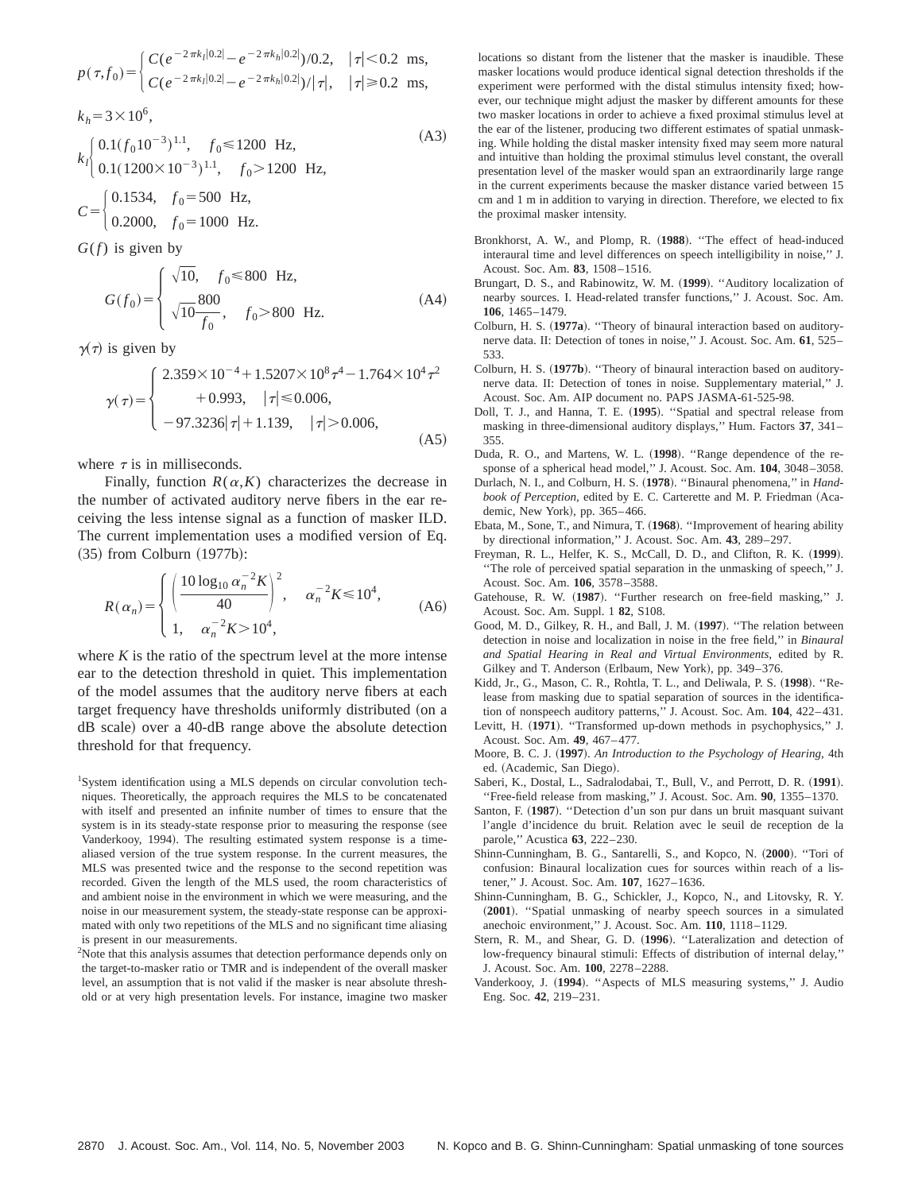$$p(\tau,f_0)=\begin{cases} C(e^{-2\pi k_l|0.2|}-e^{-2\pi k_h|0.2|})/0.2, & |\tau|<0.2 \text{ ms}, \\ C(e^{-2\pi k_l|0.2|}-e^{-2\pi k_h|0.2|})/|\tau|, & |\tau|\geqslant 0.2 \text{ ms}, \end{cases}$$

$$k_h=3\times 10^6,$$

$$k_l\begin{cases} 0.1(f_0 10^{-3})^{1.1}, & f_0\leqslant 1200 \text{ Hz}, \\ 0.1(1200\times 10^{-3})^{1.1}, & f_0>1200 \text{ Hz}, \end{cases} \tag{A3}$$

$$C=\begin{cases} 0.1534, & f_0=500 \text{ Hz}, \\ 0.2000, & f_0=1000 \text{ Hz}. \end{cases}$$

$G(f)$ is given by

$$G(f_0)=\begin{cases} \sqrt{10}, & f_0\leqslant 800 \text{ Hz}, \\ \sqrt{10}\dfrac{800}{f_0}, & f_0>800 \text{ Hz}. \end{cases} \tag{A4}$$

$\gamma(\tau)$ is given by

$$\gamma(\tau)=\begin{cases} 2.359\times 10^{-4}+1.5207\times 10^{8}\tau^4-1.764\times 10^4\tau^2 \\ \quad +0.993, \quad |\tau|\leqslant 0.006, \\ -97.3236|\tau|+1.139, \quad |\tau|>0.006, \end{cases} \tag{A5}$$

where $\tau$ is in milliseconds.

Finally, function $R(\alpha,K)$ characterizes the decrease in the number of activated auditory nerve fibers in the ear receiving the less intense signal as a function of masker ILD. The current implementation uses a modified version of Eq. (35) from Colburn (1977b):

$$R(\alpha_n)=\begin{cases} \left(\dfrac{10\log_{10}\alpha_n^{-2}K}{40}\right)^2, & \alpha_n^{-2}K\leqslant 10^4, \\ 1, & \alpha_n^{-2}K>10^4, \end{cases} \tag{A6}$$

where $K$ is the ratio of the spectrum level at the more intense ear to the detection threshold in quiet. This implementation of the model assumes that the auditory nerve fibers at each target frequency have thresholds uniformly distributed (on a dB scale) over a 40-dB range above the absolute detection threshold for that frequency.

[1]System identification using a MLS depends on circular convolution techniques. Theoretically, the approach requires the MLS to be concatenated with itself and presented an infinite number of times to ensure that the system is in its steady-state response prior to measuring the response (see Vanderkooy, 1994). The resulting estimated system response is a time-aliased version of the true system response. In the current measures, the MLS was presented twice and the response to the second repetition was recorded. Given the length of the MLS used, the room characteristics of and ambient noise in the environment in which we were measuring, and the noise in our measurement system, the steady-state response can be approximated with only two repetitions of the MLS and no significant time aliasing is present in our measurements.

[2]Note that this analysis assumes that detection performance depends only on the target-to-masker ratio or TMR and is independent of the overall masker level, an assumption that is not valid if the masker is near absolute threshold or at very high presentation levels. For instance, imagine two masker locations so distant from the listener that the masker is inaudible. These masker locations would produce identical signal detection thresholds if the experiment were performed with the distal stimulus intensity fixed; however, our technique might adjust the masker by different amounts for these two masker locations in order to achieve a fixed proximal stimulus level at the ear of the listener, producing two different estimates of spatial unmasking. While holding the distal masker intensity fixed may seem more natural and intuitive than holding the proximal stimulus level constant, the overall presentation level of the masker would span an extraordinarily large range in the current experiments because the masker distance varied between 15 cm and 1 m in addition to varying in direction. Therefore, we elected to fix the proximal masker intensity.

Bronkhorst, A. W., and Plomp, R. (**1988**). ''The effect of head-induced interaural time and level differences on speech intelligibility in noise,'' J. Acoust. Soc. Am. **83**, 1508–1516.

Brungart, D. S., and Rabinowitz, W. M. (**1999**). ''Auditory localization of nearby sources. I. Head-related transfer functions,'' J. Acoust. Soc. Am. **106**, 1465–1479.

Colburn, H. S. (**1977a**). ''Theory of binaural interaction based on auditory-nerve data. II: Detection of tones in noise,'' J. Acoust. Soc. Am. **61**, 525–533.

Colburn, H. S. (**1977b**). ''Theory of binaural interaction based on auditory-nerve data. II: Detection of tones in noise. Supplementary material,'' J. Acoust. Soc. Am. AIP document no. PAPS JASMA-61-525-98.

Doll, T. J., and Hanna, T. E. (**1995**). ''Spatial and spectral release from masking in three-dimensional auditory displays,'' Hum. Factors **37**, 341–355.

Duda, R. O., and Martens, W. L. (**1998**). ''Range dependence of the response of a spherical head model,'' J. Acoust. Soc. Am. **104**, 3048–3058.

Durlach, N. I., and Colburn, H. S. (**1978**). ''Binaural phenomena,'' in *Handbook of Perception*, edited by E. C. Carterette and M. P. Friedman (Academic, New York), pp. 365–466.

Ebata, M., Sone, T., and Nimura, T. (**1968**). ''Improvement of hearing ability by directional information,'' J. Acoust. Soc. Am. **43**, 289–297.

Freyman, R. L., Helfer, K. S., McCall, D. D., and Clifton, R. K. (**1999**). ''The role of perceived spatial separation in the unmasking of speech,'' J. Acoust. Soc. Am. **106**, 3578–3588.

Gatehouse, R. W. (**1987**). ''Further research on free-field masking,'' J. Acoust. Soc. Am. Suppl. 1 **82**, S108.

Good, M. D., Gilkey, R. H., and Ball, J. M. (**1997**). ''The relation between detection in noise and localization in noise in the free field,'' in *Binaural and Spatial Hearing in Real and Virtual Environments*, edited by R. Gilkey and T. Anderson (Erlbaum, New York), pp. 349–376.

Kidd, Jr., G., Mason, C. R., Rohtla, T. L., and Deliwala, P. S. (**1998**). ''Release from masking due to spatial separation of sources in the identification of nonspeech auditory patterns,'' J. Acoust. Soc. Am. **104**, 422–431.

Levitt, H. (**1971**). ''Transformed up-down methods in psychophysics,'' J. Acoust. Soc. Am. **49**, 467–477.

Moore, B. C. J. (**1997**). *An Introduction to the Psychology of Hearing*, 4th ed. (Academic, San Diego).

Saberi, K., Dostal, L., Sadralodabai, T., Bull, V., and Perrott, D. R. (**1991**). ''Free-field release from masking,'' J. Acoust. Soc. Am. **90**, 1355–1370.

Santon, F. (**1987**). ''Detection d'un son pur dans un bruit masquant suivant l'angle d'incidence du bruit. Relation avec le seuil de reception de la parole,'' Acustica **63**, 222–230.

Shinn-Cunningham, B. G., Santarelli, S., and Kopco, N. (**2000**). ''Tori of confusion: Binaural localization cues for sources within reach of a listener,'' J. Acoust. Soc. Am. **107**, 1627–1636.

Shinn-Cunningham, B. G., Schickler, J., Kopco, N., and Litovsky, R. Y. (**2001**). ''Spatial unmasking of nearby speech sources in a simulated anechoic environment,'' J. Acoust. Soc. Am. **110**, 1118–1129.

Stern, R. M., and Shear, G. D. (**1996**). ''Lateralization and detection of low-frequency binaural stimuli: Effects of distribution of internal delay,'' J. Acoust. Soc. Am. **100**, 2278–2288.

Vanderkooy, J. (**1994**). ''Aspects of MLS measuring systems,'' J. Audio Eng. Soc. **42**, 219–231.